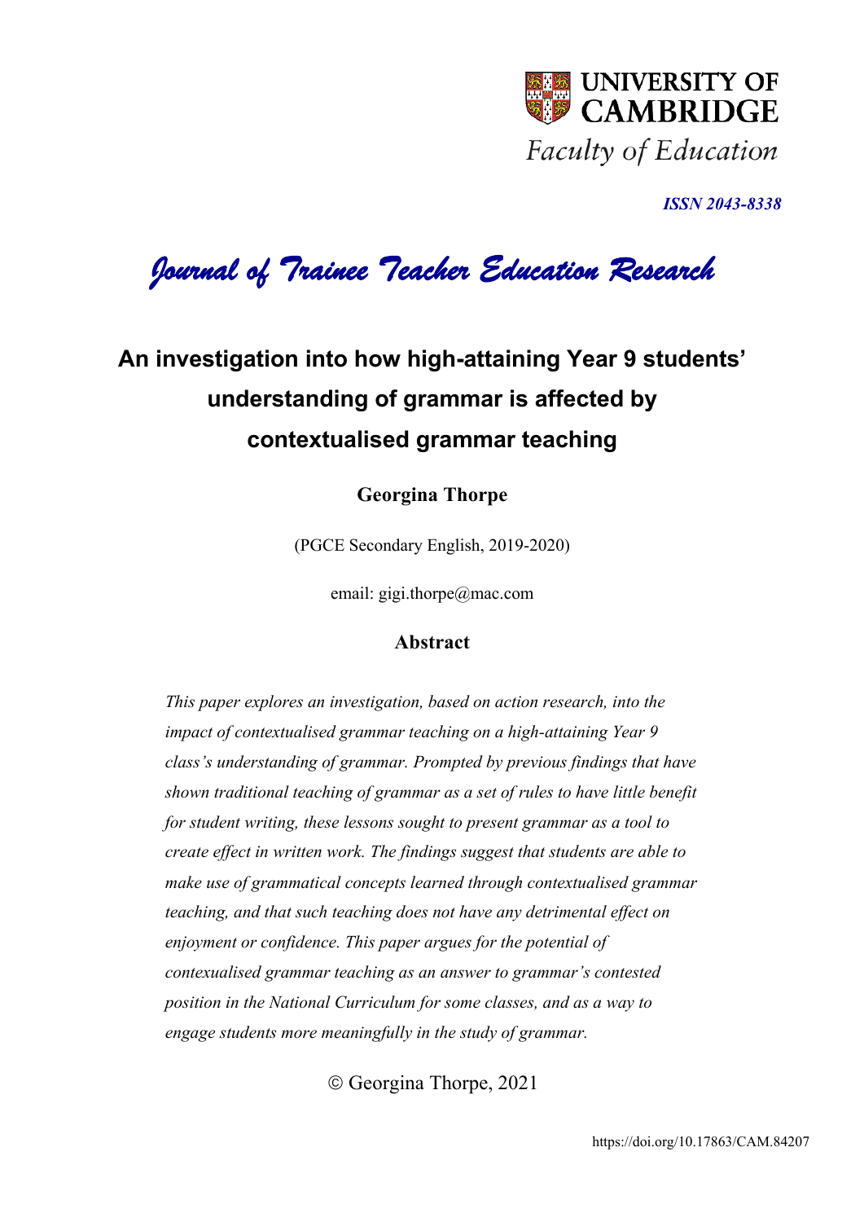UNIVERSITY OF CAMBRIDGE

Faculty of Education

*ISSN 2043-8338*

*Journal of Trainee Teacher Education Research*

# An investigation into how high-attaining Year 9 students' understanding of grammar is affected by contextualised grammar teaching

**Georgina Thorpe**

(PGCE Secondary English, 2019-2020)

email: gigi.thorpe@mac.com

## Abstract

*This paper explores an investigation, based on action research, into the impact of contextualised grammar teaching on a high-attaining Year 9 class's understanding of grammar. Prompted by previous findings that have shown traditional teaching of grammar as a set of rules to have little benefit for student writing, these lessons sought to present grammar as a tool to create effect in written work. The findings suggest that students are able to make use of grammatical concepts learned through contextualised grammar teaching, and that such teaching does not have any detrimental effect on enjoyment or confidence. This paper argues for the potential of contexualised grammar teaching as an answer to grammar's contested position in the National Curriculum for some classes, and as a way to engage students more meaningfully in the study of grammar.*

© Georgina Thorpe, 2021

https://doi.org/10.17863/CAM.84207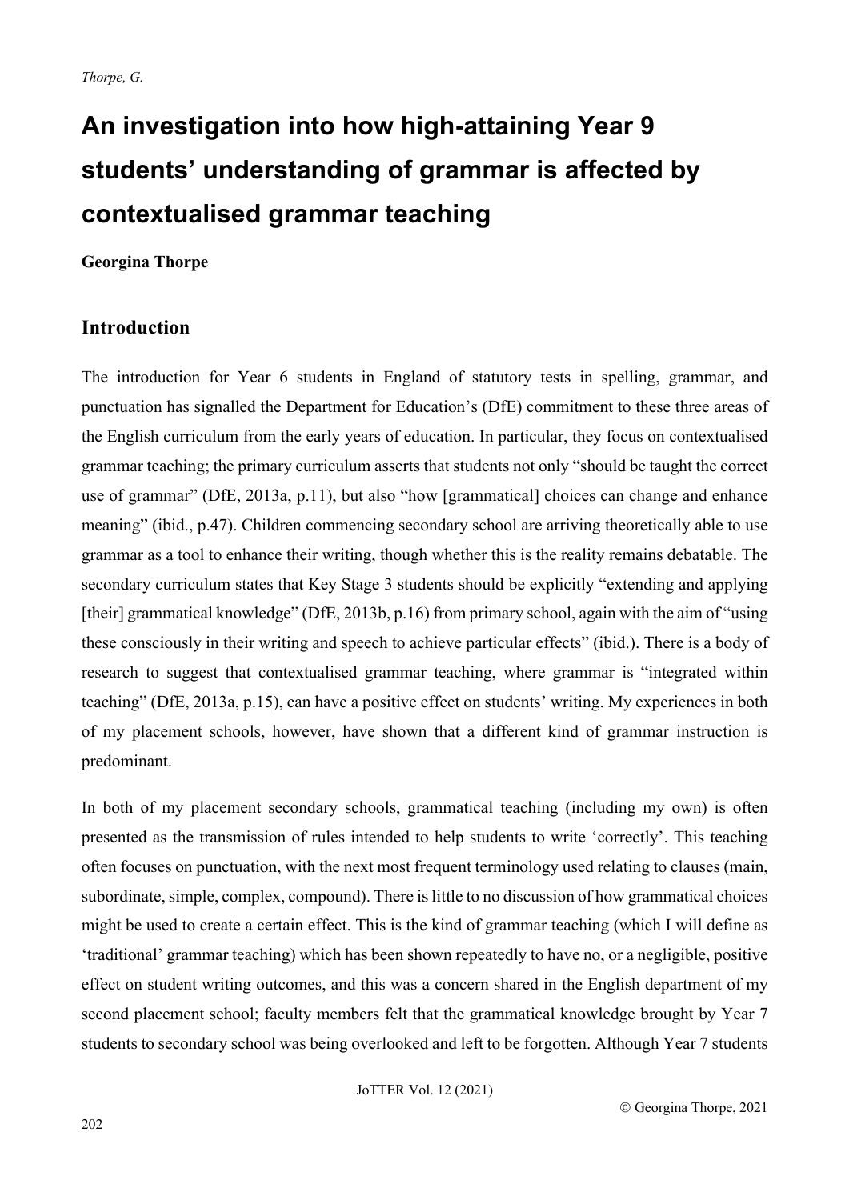# An investigation into how high-attaining Year 9 students' understanding of grammar is affected by contextualised grammar teaching

**Georgina Thorpe**

## Introduction

The introduction for Year 6 students in England of statutory tests in spelling, grammar, and punctuation has signalled the Department for Education's (DfE) commitment to these three areas of the English curriculum from the early years of education. In particular, they focus on contextualised grammar teaching; the primary curriculum asserts that students not only "should be taught the correct use of grammar" (DfE, 2013a, p.11), but also "how [grammatical] choices can change and enhance meaning" (ibid., p.47). Children commencing secondary school are arriving theoretically able to use grammar as a tool to enhance their writing, though whether this is the reality remains debatable. The secondary curriculum states that Key Stage 3 students should be explicitly "extending and applying [their] grammatical knowledge" (DfE, 2013b, p.16) from primary school, again with the aim of "using these consciously in their writing and speech to achieve particular effects" (ibid.). There is a body of research to suggest that contextualised grammar teaching, where grammar is "integrated within teaching" (DfE, 2013a, p.15), can have a positive effect on students' writing. My experiences in both of my placement schools, however, have shown that a different kind of grammar instruction is predominant.

In both of my placement secondary schools, grammatical teaching (including my own) is often presented as the transmission of rules intended to help students to write 'correctly'. This teaching often focuses on punctuation, with the next most frequent terminology used relating to clauses (main, subordinate, simple, complex, compound). There is little to no discussion of how grammatical choices might be used to create a certain effect. This is the kind of grammar teaching (which I will define as 'traditional' grammar teaching) which has been shown repeatedly to have no, or a negligible, positive effect on student writing outcomes, and this was a concern shared in the English department of my second placement school; faculty members felt that the grammatical knowledge brought by Year 7 students to secondary school was being overlooked and left to be forgotten. Although Year 7 students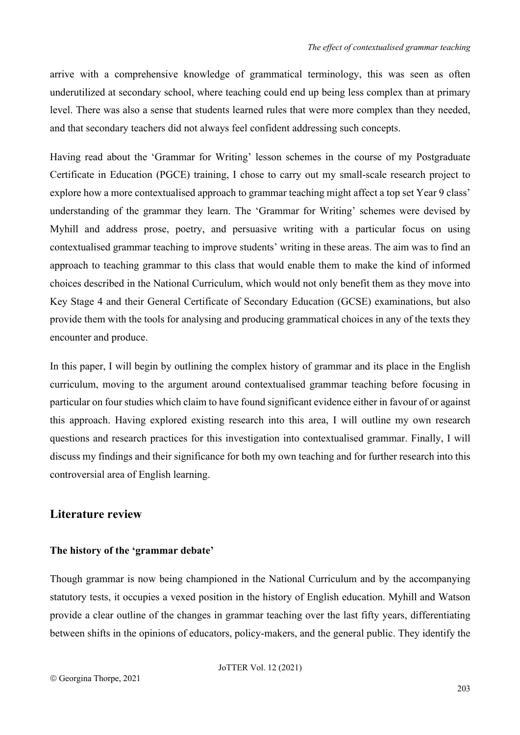arrive with a comprehensive knowledge of grammatical terminology, this was seen as often underutilized at secondary school, where teaching could end up being less complex than at primary level. There was also a sense that students learned rules that were more complex than they needed, and that secondary teachers did not always feel confident addressing such concepts.

Having read about the 'Grammar for Writing' lesson schemes in the course of my Postgraduate Certificate in Education (PGCE) training, I chose to carry out my small-scale research project to explore how a more contextualised approach to grammar teaching might affect a top set Year 9 class' understanding of the grammar they learn. The 'Grammar for Writing' schemes were devised by Myhill and address prose, poetry, and persuasive writing with a particular focus on using contextualised grammar teaching to improve students' writing in these areas. The aim was to find an approach to teaching grammar to this class that would enable them to make the kind of informed choices described in the National Curriculum, which would not only benefit them as they move into Key Stage 4 and their General Certificate of Secondary Education (GCSE) examinations, but also provide them with the tools for analysing and producing grammatical choices in any of the texts they encounter and produce.

In this paper, I will begin by outlining the complex history of grammar and its place in the English curriculum, moving to the argument around contextualised grammar teaching before focusing in particular on four studies which claim to have found significant evidence either in favour of or against this approach. Having explored existing research into this area, I will outline my own research questions and research practices for this investigation into contextualised grammar. Finally, I will discuss my findings and their significance for both my own teaching and for further research into this controversial area of English learning.

## Literature review

### The history of the 'grammar debate'

Though grammar is now being championed in the National Curriculum and by the accompanying statutory tests, it occupies a vexed position in the history of English education. Myhill and Watson provide a clear outline of the changes in grammar teaching over the last fifty years, differentiating between shifts in the opinions of educators, policy-makers, and the general public. They identify the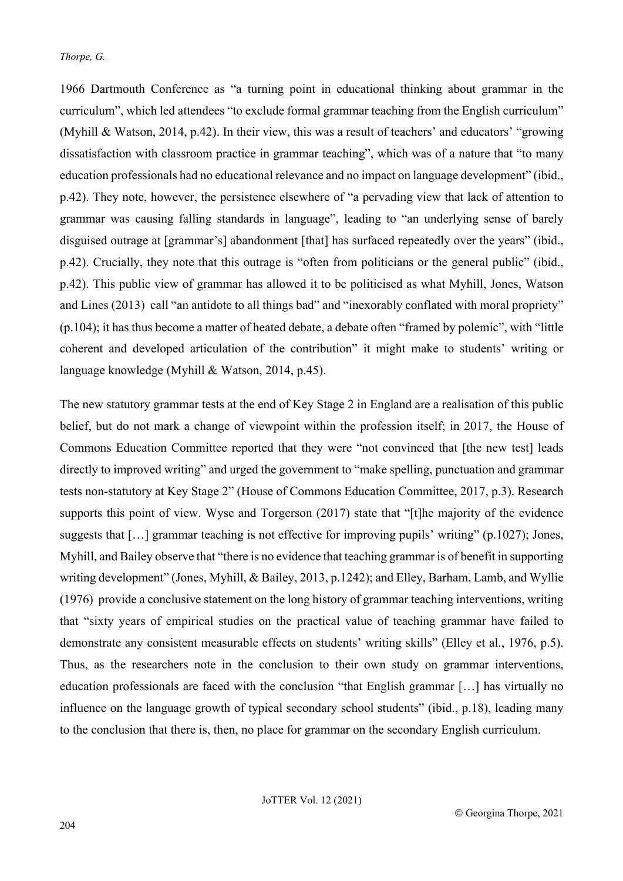1966 Dartmouth Conference as "a turning point in educational thinking about grammar in the curriculum", which led attendees "to exclude formal grammar teaching from the English curriculum" (Myhill & Watson, 2014, p.42). In their view, this was a result of teachers' and educators' "growing dissatisfaction with classroom practice in grammar teaching", which was of a nature that "to many education professionals had no educational relevance and no impact on language development" (ibid., p.42). They note, however, the persistence elsewhere of "a pervading view that lack of attention to grammar was causing falling standards in language", leading to "an underlying sense of barely disguised outrage at [grammar's] abandonment [that] has surfaced repeatedly over the years" (ibid., p.42). Crucially, they note that this outrage is "often from politicians or the general public" (ibid., p.42). This public view of grammar has allowed it to be politicised as what Myhill, Jones, Watson and Lines (2013) call "an antidote to all things bad" and "inexorably conflated with moral propriety" (p.104); it has thus become a matter of heated debate, a debate often "framed by polemic", with "little coherent and developed articulation of the contribution" it might make to students' writing or language knowledge (Myhill & Watson, 2014, p.45).

The new statutory grammar tests at the end of Key Stage 2 in England are a realisation of this public belief, but do not mark a change of viewpoint within the profession itself; in 2017, the House of Commons Education Committee reported that they were "not convinced that [the new test] leads directly to improved writing" and urged the government to "make spelling, punctuation and grammar tests non-statutory at Key Stage 2" (House of Commons Education Committee, 2017, p.3). Research supports this point of view. Wyse and Torgerson (2017) state that "[t]he majority of the evidence suggests that […] grammar teaching is not effective for improving pupils' writing" (p.1027); Jones, Myhill, and Bailey observe that "there is no evidence that teaching grammar is of benefit in supporting writing development" (Jones, Myhill, & Bailey, 2013, p.1242); and Elley, Barham, Lamb, and Wyllie (1976) provide a conclusive statement on the long history of grammar teaching interventions, writing that "sixty years of empirical studies on the practical value of teaching grammar have failed to demonstrate any consistent measurable effects on students' writing skills" (Elley et al., 1976, p.5). Thus, as the researchers note in the conclusion to their own study on grammar interventions, education professionals are faced with the conclusion "that English grammar […] has virtually no influence on the language growth of typical secondary school students" (ibid., p.18), leading many to the conclusion that there is, then, no place for grammar on the secondary English curriculum.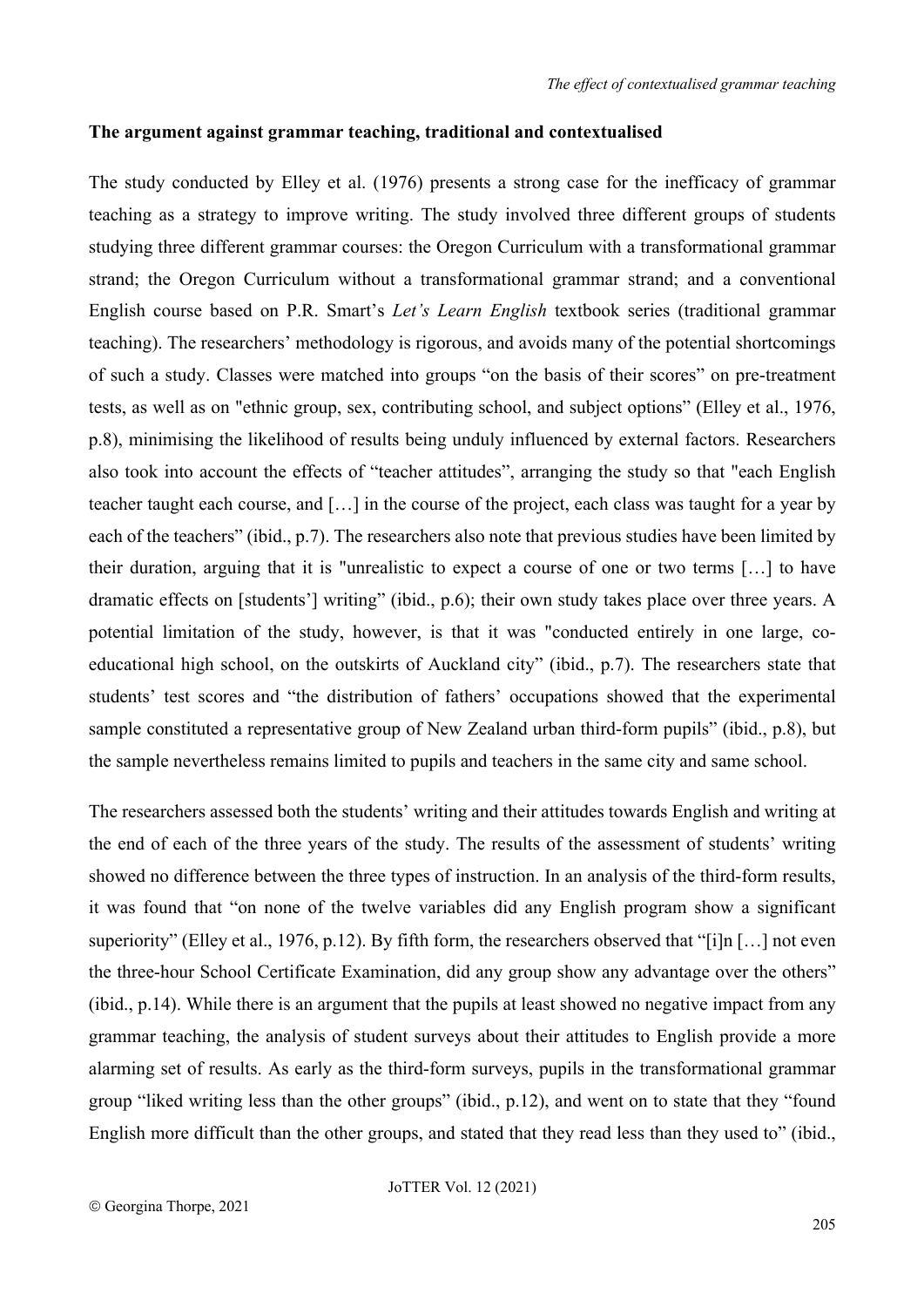**The argument against grammar teaching, traditional and contextualised**

The study conducted by Elley et al. (1976) presents a strong case for the inefficacy of grammar teaching as a strategy to improve writing. The study involved three different groups of students studying three different grammar courses: the Oregon Curriculum with a transformational grammar strand; the Oregon Curriculum without a transformational grammar strand; and a conventional English course based on P.R. Smart's *Let's Learn English* textbook series (traditional grammar teaching). The researchers' methodology is rigorous, and avoids many of the potential shortcomings of such a study. Classes were matched into groups "on the basis of their scores" on pre-treatment tests, as well as on "ethnic group, sex, contributing school, and subject options" (Elley et al., 1976, p.8), minimising the likelihood of results being unduly influenced by external factors. Researchers also took into account the effects of "teacher attitudes", arranging the study so that "each English teacher taught each course, and […] in the course of the project, each class was taught for a year by each of the teachers" (ibid., p.7). The researchers also note that previous studies have been limited by their duration, arguing that it is "unrealistic to expect a course of one or two terms […] to have dramatic effects on [students'] writing" (ibid., p.6); their own study takes place over three years. A potential limitation of the study, however, is that it was "conducted entirely in one large, co-educational high school, on the outskirts of Auckland city" (ibid., p.7). The researchers state that students' test scores and "the distribution of fathers' occupations showed that the experimental sample constituted a representative group of New Zealand urban third-form pupils" (ibid., p.8), but the sample nevertheless remains limited to pupils and teachers in the same city and same school.

The researchers assessed both the students' writing and their attitudes towards English and writing at the end of each of the three years of the study. The results of the assessment of students' writing showed no difference between the three types of instruction. In an analysis of the third-form results, it was found that "on none of the twelve variables did any English program show a significant superiority" (Elley et al., 1976, p.12). By fifth form, the researchers observed that "[i]n […] not even the three-hour School Certificate Examination, did any group show any advantage over the others" (ibid., p.14). While there is an argument that the pupils at least showed no negative impact from any grammar teaching, the analysis of student surveys about their attitudes to English provide a more alarming set of results. As early as the third-form surveys, pupils in the transformational grammar group "liked writing less than the other groups" (ibid., p.12), and went on to state that they "found English more difficult than the other groups, and stated that they read less than they used to" (ibid.,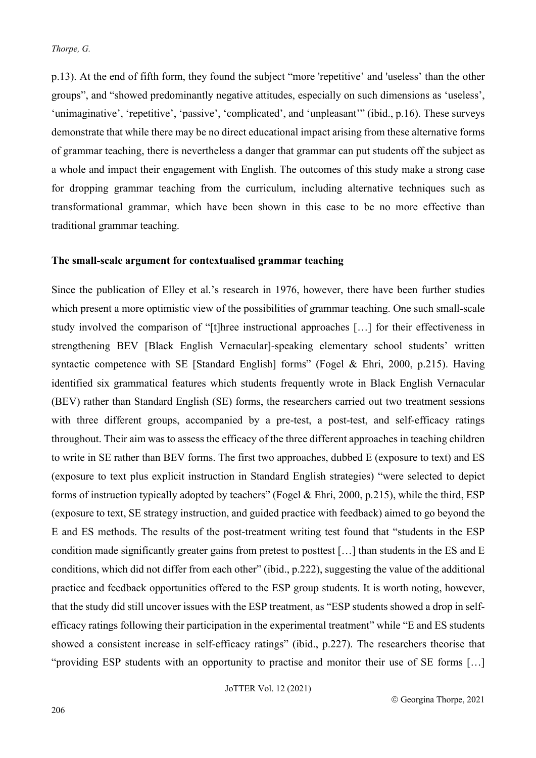p.13). At the end of fifth form, they found the subject "more 'repetitive' and 'useless' than the other groups", and "showed predominantly negative attitudes, especially on such dimensions as 'useless', 'unimaginative', 'repetitive', 'passive', 'complicated', and 'unpleasant'" (ibid., p.16). These surveys demonstrate that while there may be no direct educational impact arising from these alternative forms of grammar teaching, there is nevertheless a danger that grammar can put students off the subject as a whole and impact their engagement with English. The outcomes of this study make a strong case for dropping grammar teaching from the curriculum, including alternative techniques such as transformational grammar, which have been shown in this case to be no more effective than traditional grammar teaching.

**The small-scale argument for contextualised grammar teaching**

Since the publication of Elley et al.'s research in 1976, however, there have been further studies which present a more optimistic view of the possibilities of grammar teaching. One such small-scale study involved the comparison of "[t]hree instructional approaches […] for their effectiveness in strengthening BEV [Black English Vernacular]-speaking elementary school students' written syntactic competence with SE [Standard English] forms" (Fogel & Ehri, 2000, p.215). Having identified six grammatical features which students frequently wrote in Black English Vernacular (BEV) rather than Standard English (SE) forms, the researchers carried out two treatment sessions with three different groups, accompanied by a pre-test, a post-test, and self-efficacy ratings throughout. Their aim was to assess the efficacy of the three different approaches in teaching children to write in SE rather than BEV forms. The first two approaches, dubbed E (exposure to text) and ES (exposure to text plus explicit instruction in Standard English strategies) "were selected to depict forms of instruction typically adopted by teachers" (Fogel & Ehri, 2000, p.215), while the third, ESP (exposure to text, SE strategy instruction, and guided practice with feedback) aimed to go beyond the E and ES methods. The results of the post-treatment writing test found that "students in the ESP condition made significantly greater gains from pretest to posttest […] than students in the ES and E conditions, which did not differ from each other" (ibid., p.222), suggesting the value of the additional practice and feedback opportunities offered to the ESP group students. It is worth noting, however, that the study did still uncover issues with the ESP treatment, as "ESP students showed a drop in self-efficacy ratings following their participation in the experimental treatment" while "E and ES students showed a consistent increase in self-efficacy ratings" (ibid., p.227). The researchers theorise that "providing ESP students with an opportunity to practise and monitor their use of SE forms […]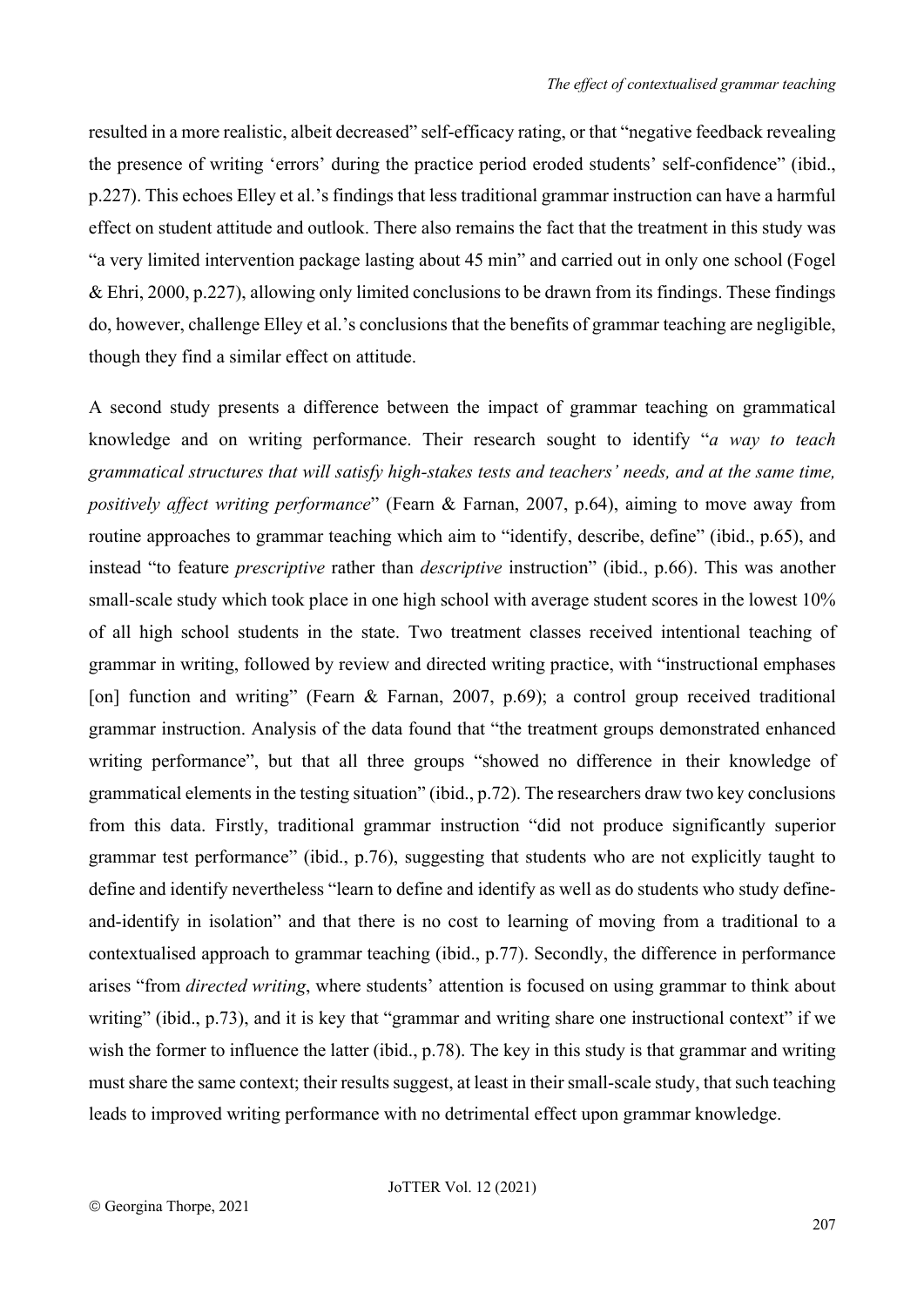resulted in a more realistic, albeit decreased" self-efficacy rating, or that "negative feedback revealing the presence of writing 'errors' during the practice period eroded students' self-confidence" (ibid., p.227). This echoes Elley et al.'s findings that less traditional grammar instruction can have a harmful effect on student attitude and outlook. There also remains the fact that the treatment in this study was "a very limited intervention package lasting about 45 min" and carried out in only one school (Fogel & Ehri, 2000, p.227), allowing only limited conclusions to be drawn from its findings. These findings do, however, challenge Elley et al.'s conclusions that the benefits of grammar teaching are negligible, though they find a similar effect on attitude.

A second study presents a difference between the impact of grammar teaching on grammatical knowledge and on writing performance. Their research sought to identify "*a way to teach grammatical structures that will satisfy high-stakes tests and teachers' needs, and at the same time, positively affect writing performance*" (Fearn & Farnan, 2007, p.64), aiming to move away from routine approaches to grammar teaching which aim to "identify, describe, define" (ibid., p.65), and instead "to feature *prescriptive* rather than *descriptive* instruction" (ibid., p.66). This was another small-scale study which took place in one high school with average student scores in the lowest 10% of all high school students in the state. Two treatment classes received intentional teaching of grammar in writing, followed by review and directed writing practice, with "instructional emphases [on] function and writing" (Fearn & Farnan, 2007, p.69); a control group received traditional grammar instruction. Analysis of the data found that "the treatment groups demonstrated enhanced writing performance", but that all three groups "showed no difference in their knowledge of grammatical elements in the testing situation" (ibid., p.72). The researchers draw two key conclusions from this data. Firstly, traditional grammar instruction "did not produce significantly superior grammar test performance" (ibid., p.76), suggesting that students who are not explicitly taught to define and identify nevertheless "learn to define and identify as well as do students who study define-and-identify in isolation" and that there is no cost to learning of moving from a traditional to a contextualised approach to grammar teaching (ibid., p.77). Secondly, the difference in performance arises "from *directed writing*, where students' attention is focused on using grammar to think about writing" (ibid., p.73), and it is key that "grammar and writing share one instructional context" if we wish the former to influence the latter (ibid., p.78). The key in this study is that grammar and writing must share the same context; their results suggest, at least in their small-scale study, that such teaching leads to improved writing performance with no detrimental effect upon grammar knowledge.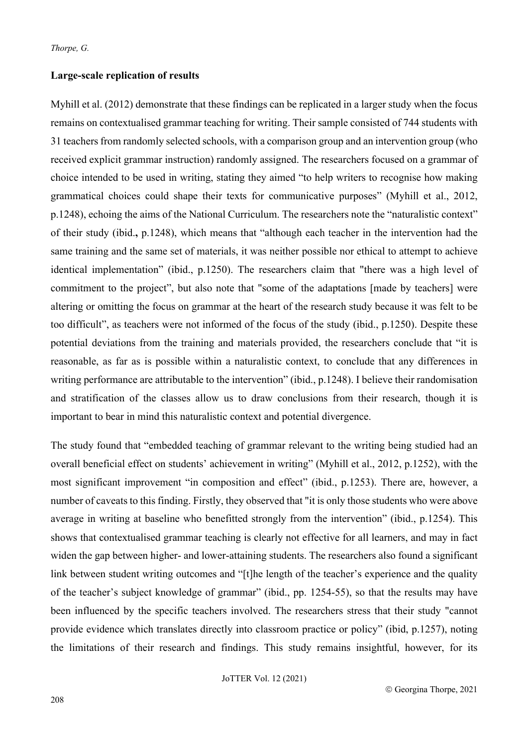### Large-scale replication of results

Myhill et al. (2012) demonstrate that these findings can be replicated in a larger study when the focus remains on contextualised grammar teaching for writing. Their sample consisted of 744 students with 31 teachers from randomly selected schools, with a comparison group and an intervention group (who received explicit grammar instruction) randomly assigned. The researchers focused on a grammar of choice intended to be used in writing, stating they aimed "to help writers to recognise how making grammatical choices could shape their texts for communicative purposes" (Myhill et al., 2012, p.1248), echoing the aims of the National Curriculum. The researchers note the "naturalistic context" of their study (ibid**.**, p.1248), which means that "although each teacher in the intervention had the same training and the same set of materials, it was neither possible nor ethical to attempt to achieve identical implementation" (ibid., p.1250). The researchers claim that "there was a high level of commitment to the project", but also note that "some of the adaptations [made by teachers] were altering or omitting the focus on grammar at the heart of the research study because it was felt to be too difficult", as teachers were not informed of the focus of the study (ibid., p.1250). Despite these potential deviations from the training and materials provided, the researchers conclude that "it is reasonable, as far as is possible within a naturalistic context, to conclude that any differences in writing performance are attributable to the intervention" (ibid., p.1248). I believe their randomisation and stratification of the classes allow us to draw conclusions from their research, though it is important to bear in mind this naturalistic context and potential divergence.

The study found that "embedded teaching of grammar relevant to the writing being studied had an overall beneficial effect on students' achievement in writing" (Myhill et al., 2012, p.1252), with the most significant improvement "in composition and effect" (ibid., p.1253). There are, however, a number of caveats to this finding. Firstly, they observed that "it is only those students who were above average in writing at baseline who benefitted strongly from the intervention" (ibid., p.1254). This shows that contextualised grammar teaching is clearly not effective for all learners, and may in fact widen the gap between higher- and lower-attaining students. The researchers also found a significant link between student writing outcomes and "[t]he length of the teacher's experience and the quality of the teacher's subject knowledge of grammar" (ibid., pp. 1254-55), so that the results may have been influenced by the specific teachers involved. The researchers stress that their study "cannot provide evidence which translates directly into classroom practice or policy" (ibid, p.1257), noting the limitations of their research and findings. This study remains insightful, however, for its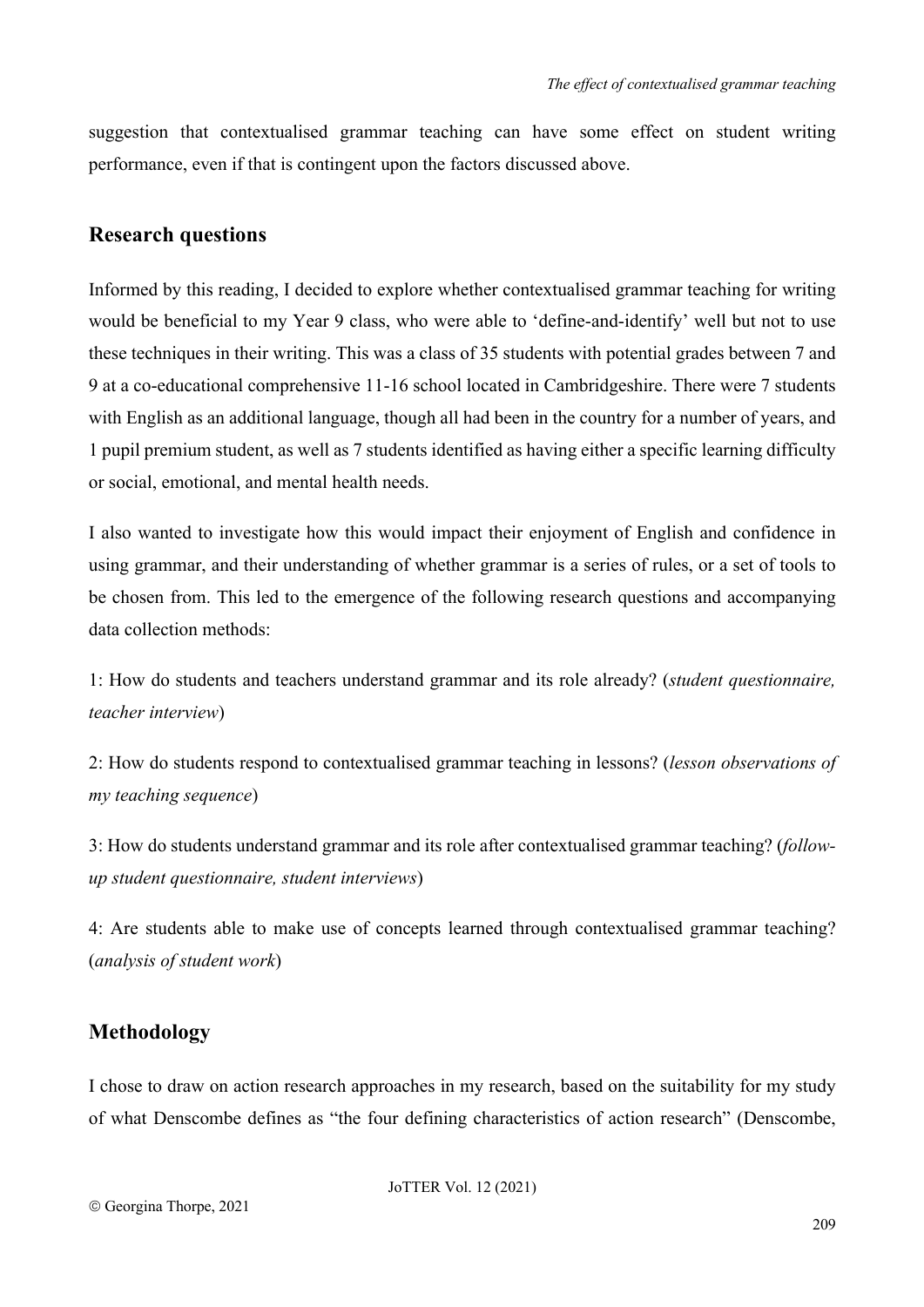suggestion that contextualised grammar teaching can have some effect on student writing performance, even if that is contingent upon the factors discussed above.

## Research questions

Informed by this reading, I decided to explore whether contextualised grammar teaching for writing would be beneficial to my Year 9 class, who were able to 'define-and-identify' well but not to use these techniques in their writing. This was a class of 35 students with potential grades between 7 and 9 at a co-educational comprehensive 11-16 school located in Cambridgeshire. There were 7 students with English as an additional language, though all had been in the country for a number of years, and 1 pupil premium student, as well as 7 students identified as having either a specific learning difficulty or social, emotional, and mental health needs.

I also wanted to investigate how this would impact their enjoyment of English and confidence in using grammar, and their understanding of whether grammar is a series of rules, or a set of tools to be chosen from. This led to the emergence of the following research questions and accompanying data collection methods:

1: How do students and teachers understand grammar and its role already? (*student questionnaire, teacher interview*)

2: How do students respond to contextualised grammar teaching in lessons? (*lesson observations of my teaching sequence*)

3: How do students understand grammar and its role after contextualised grammar teaching? (*follow-up student questionnaire, student interviews*)

4: Are students able to make use of concepts learned through contextualised grammar teaching? (*analysis of student work*)

## Methodology

I chose to draw on action research approaches in my research, based on the suitability for my study of what Denscombe defines as "the four defining characteristics of action research" (Denscombe,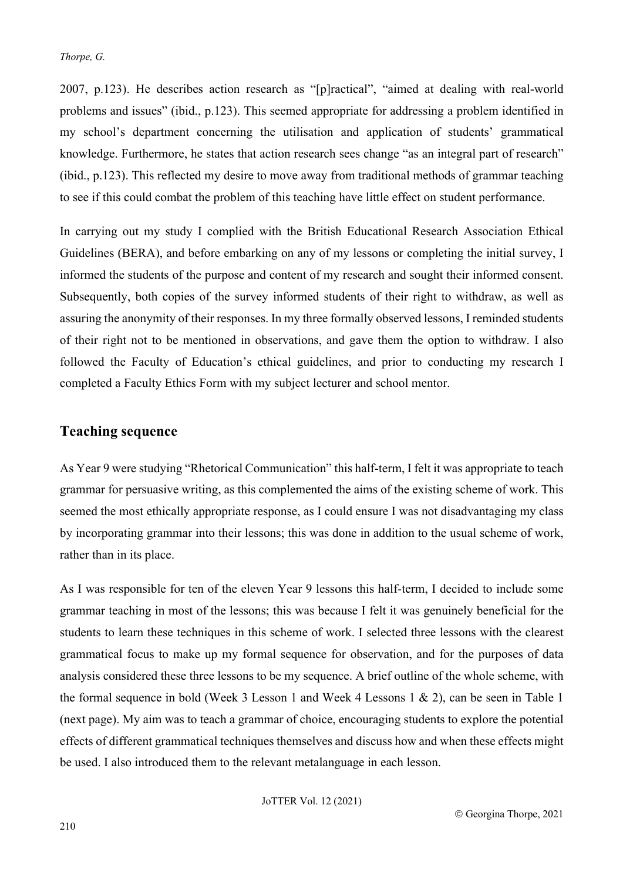2007, p.123). He describes action research as "[p]ractical", "aimed at dealing with real-world problems and issues" (ibid., p.123). This seemed appropriate for addressing a problem identified in my school's department concerning the utilisation and application of students' grammatical knowledge. Furthermore, he states that action research sees change "as an integral part of research" (ibid., p.123). This reflected my desire to move away from traditional methods of grammar teaching to see if this could combat the problem of this teaching have little effect on student performance.

In carrying out my study I complied with the British Educational Research Association Ethical Guidelines (BERA), and before embarking on any of my lessons or completing the initial survey, I informed the students of the purpose and content of my research and sought their informed consent. Subsequently, both copies of the survey informed students of their right to withdraw, as well as assuring the anonymity of their responses. In my three formally observed lessons, I reminded students of their right not to be mentioned in observations, and gave them the option to withdraw. I also followed the Faculty of Education's ethical guidelines, and prior to conducting my research I completed a Faculty Ethics Form with my subject lecturer and school mentor.

## Teaching sequence

As Year 9 were studying "Rhetorical Communication" this half-term, I felt it was appropriate to teach grammar for persuasive writing, as this complemented the aims of the existing scheme of work. This seemed the most ethically appropriate response, as I could ensure I was not disadvantaging my class by incorporating grammar into their lessons; this was done in addition to the usual scheme of work, rather than in its place.

As I was responsible for ten of the eleven Year 9 lessons this half-term, I decided to include some grammar teaching in most of the lessons; this was because I felt it was genuinely beneficial for the students to learn these techniques in this scheme of work. I selected three lessons with the clearest grammatical focus to make up my formal sequence for observation, and for the purposes of data analysis considered these three lessons to be my sequence. A brief outline of the whole scheme, with the formal sequence in bold (Week 3 Lesson 1 and Week 4 Lessons 1 & 2), can be seen in Table 1 (next page). My aim was to teach a grammar of choice, encouraging students to explore the potential effects of different grammatical techniques themselves and discuss how and when these effects might be used. I also introduced them to the relevant metalanguage in each lesson.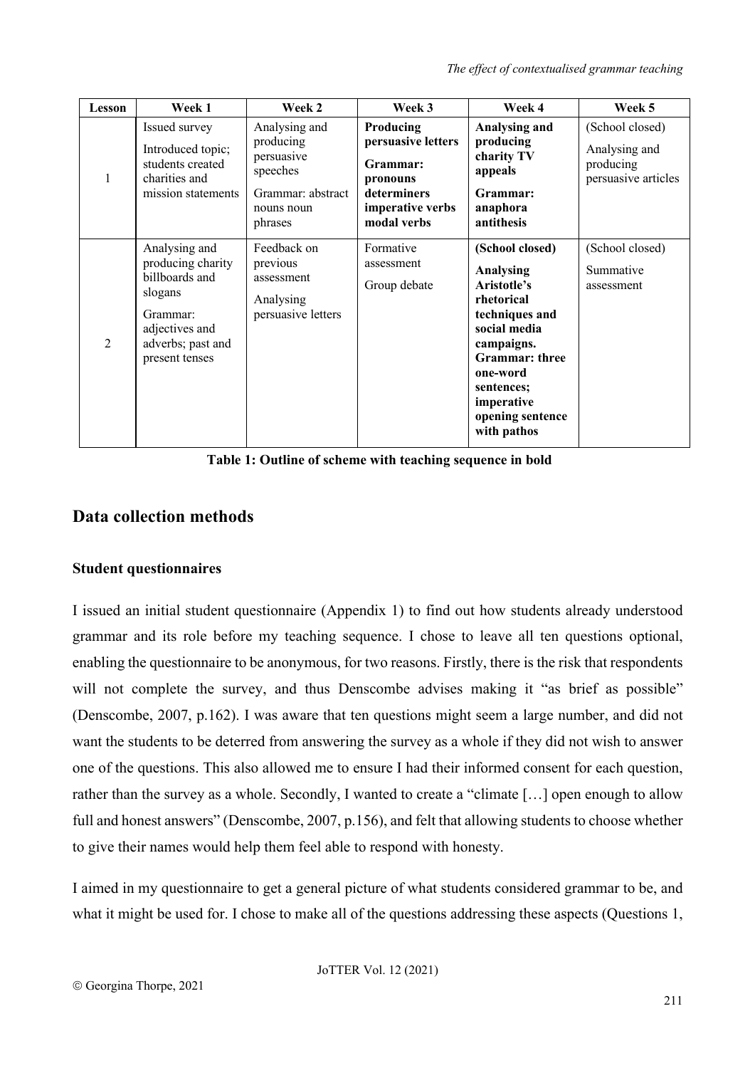| Lesson | Week 1 | Week 2 | Week 3 | Week 4 | Week 5 |
| --- | --- | --- | --- | --- | --- |
| 1 | Issued survey<br>Introduced topic; students created charities and mission statements | Analysing and producing persuasive speeches<br>Grammar: abstract nouns noun phrases | **Producing persuasive letters**<br>**Grammar: pronouns determiners imperative verbs modal verbs** | **Analysing and producing charity TV appeals**<br>**Grammar: anaphora antithesis** | (School closed)<br>Analysing and producing persuasive articles |
| 2 | Analysing and producing charity billboards and slogans<br>Grammar: adjectives and adverbs; past and present tenses | Feedback on previous assessment<br>Analysing persuasive letters | Formative assessment<br>Group debate | **(School closed)**<br>**Analysing Aristotle's rhetorical techniques and social media campaigns.**<br>**Grammar: three one-word sentences; imperative opening sentence with pathos** | (School closed)<br>Summative assessment |

**Table 1: Outline of scheme with teaching sequence in bold**

## Data collection methods

### Student questionnaires

I issued an initial student questionnaire (Appendix 1) to find out how students already understood grammar and its role before my teaching sequence. I chose to leave all ten questions optional, enabling the questionnaire to be anonymous, for two reasons. Firstly, there is the risk that respondents will not complete the survey, and thus Denscombe advises making it "as brief as possible" (Denscombe, 2007, p.162). I was aware that ten questions might seem a large number, and did not want the students to be deterred from answering the survey as a whole if they did not wish to answer one of the questions. This also allowed me to ensure I had their informed consent for each question, rather than the survey as a whole. Secondly, I wanted to create a "climate […] open enough to allow full and honest answers" (Denscombe, 2007, p.156), and felt that allowing students to choose whether to give their names would help them feel able to respond with honesty.

I aimed in my questionnaire to get a general picture of what students considered grammar to be, and what it might be used for. I chose to make all of the questions addressing these aspects (Questions 1,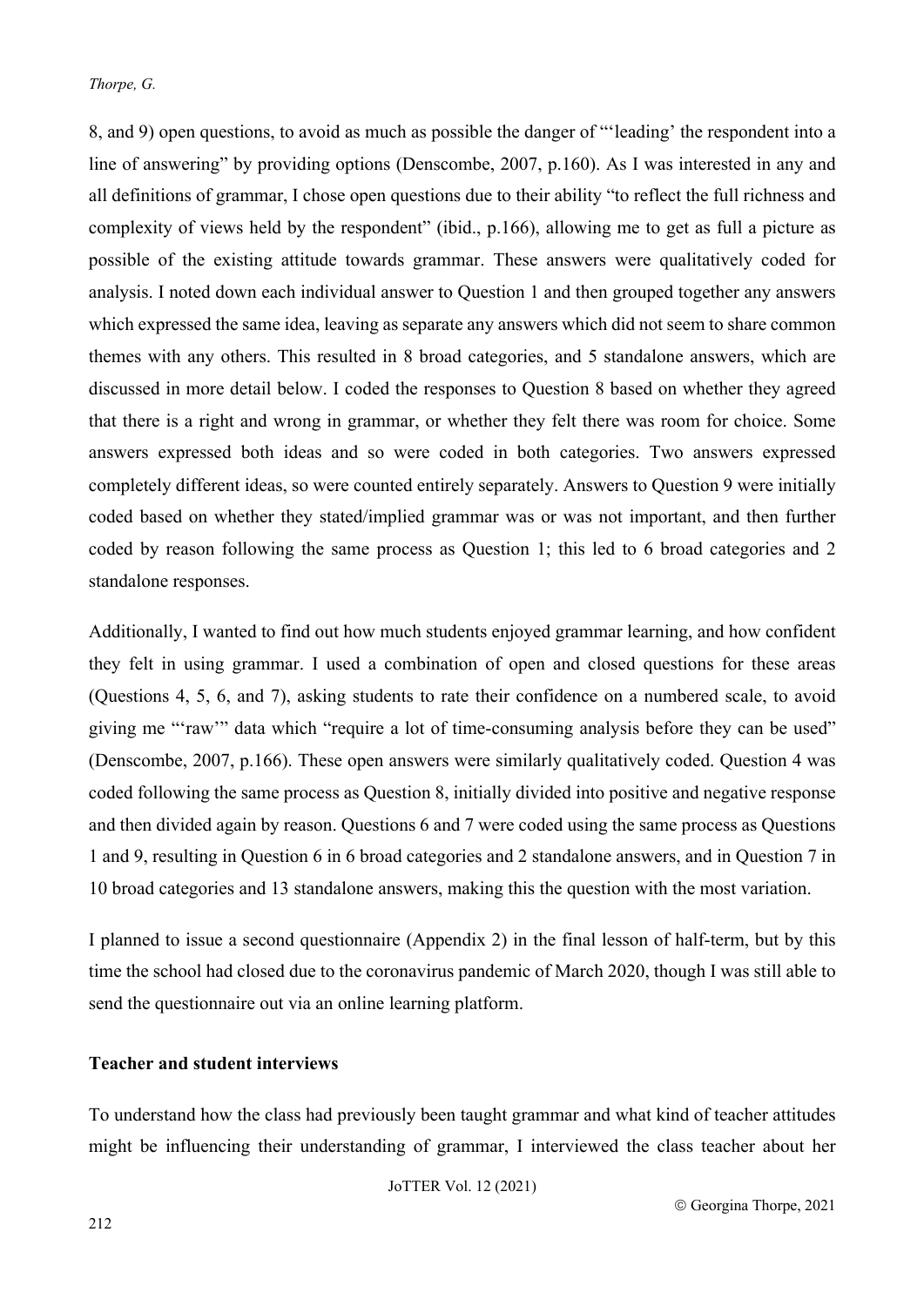8, and 9) open questions, to avoid as much as possible the danger of "'leading' the respondent into a line of answering" by providing options (Denscombe, 2007, p.160). As I was interested in any and all definitions of grammar, I chose open questions due to their ability "to reflect the full richness and complexity of views held by the respondent" (ibid., p.166), allowing me to get as full a picture as possible of the existing attitude towards grammar. These answers were qualitatively coded for analysis. I noted down each individual answer to Question 1 and then grouped together any answers which expressed the same idea, leaving as separate any answers which did not seem to share common themes with any others. This resulted in 8 broad categories, and 5 standalone answers, which are discussed in more detail below. I coded the responses to Question 8 based on whether they agreed that there is a right and wrong in grammar, or whether they felt there was room for choice. Some answers expressed both ideas and so were coded in both categories. Two answers expressed completely different ideas, so were counted entirely separately. Answers to Question 9 were initially coded based on whether they stated/implied grammar was or was not important, and then further coded by reason following the same process as Question 1; this led to 6 broad categories and 2 standalone responses.

Additionally, I wanted to find out how much students enjoyed grammar learning, and how confident they felt in using grammar. I used a combination of open and closed questions for these areas (Questions 4, 5, 6, and 7), asking students to rate their confidence on a numbered scale, to avoid giving me "'raw'" data which "require a lot of time-consuming analysis before they can be used" (Denscombe, 2007, p.166). These open answers were similarly qualitatively coded. Question 4 was coded following the same process as Question 8, initially divided into positive and negative response and then divided again by reason. Questions 6 and 7 were coded using the same process as Questions 1 and 9, resulting in Question 6 in 6 broad categories and 2 standalone answers, and in Question 7 in 10 broad categories and 13 standalone answers, making this the question with the most variation.

I planned to issue a second questionnaire (Appendix 2) in the final lesson of half-term, but by this time the school had closed due to the coronavirus pandemic of March 2020, though I was still able to send the questionnaire out via an online learning platform.

**Teacher and student interviews**

To understand how the class had previously been taught grammar and what kind of teacher attitudes might be influencing their understanding of grammar, I interviewed the class teacher about her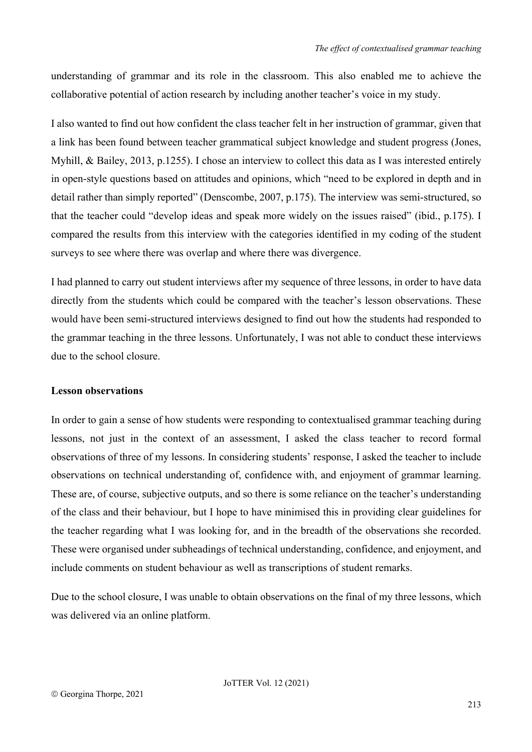understanding of grammar and its role in the classroom. This also enabled me to achieve the collaborative potential of action research by including another teacher's voice in my study.

I also wanted to find out how confident the class teacher felt in her instruction of grammar, given that a link has been found between teacher grammatical subject knowledge and student progress (Jones, Myhill, & Bailey, 2013, p.1255). I chose an interview to collect this data as I was interested entirely in open-style questions based on attitudes and opinions, which "need to be explored in depth and in detail rather than simply reported" (Denscombe, 2007, p.175). The interview was semi-structured, so that the teacher could "develop ideas and speak more widely on the issues raised" (ibid., p.175). I compared the results from this interview with the categories identified in my coding of the student surveys to see where there was overlap and where there was divergence.

I had planned to carry out student interviews after my sequence of three lessons, in order to have data directly from the students which could be compared with the teacher's lesson observations. These would have been semi-structured interviews designed to find out how the students had responded to the grammar teaching in the three lessons. Unfortunately, I was not able to conduct these interviews due to the school closure.

**Lesson observations**

In order to gain a sense of how students were responding to contextualised grammar teaching during lessons, not just in the context of an assessment, I asked the class teacher to record formal observations of three of my lessons. In considering students' response, I asked the teacher to include observations on technical understanding of, confidence with, and enjoyment of grammar learning. These are, of course, subjective outputs, and so there is some reliance on the teacher's understanding of the class and their behaviour, but I hope to have minimised this in providing clear guidelines for the teacher regarding what I was looking for, and in the breadth of the observations she recorded. These were organised under subheadings of technical understanding, confidence, and enjoyment, and include comments on student behaviour as well as transcriptions of student remarks.

Due to the school closure, I was unable to obtain observations on the final of my three lessons, which was delivered via an online platform.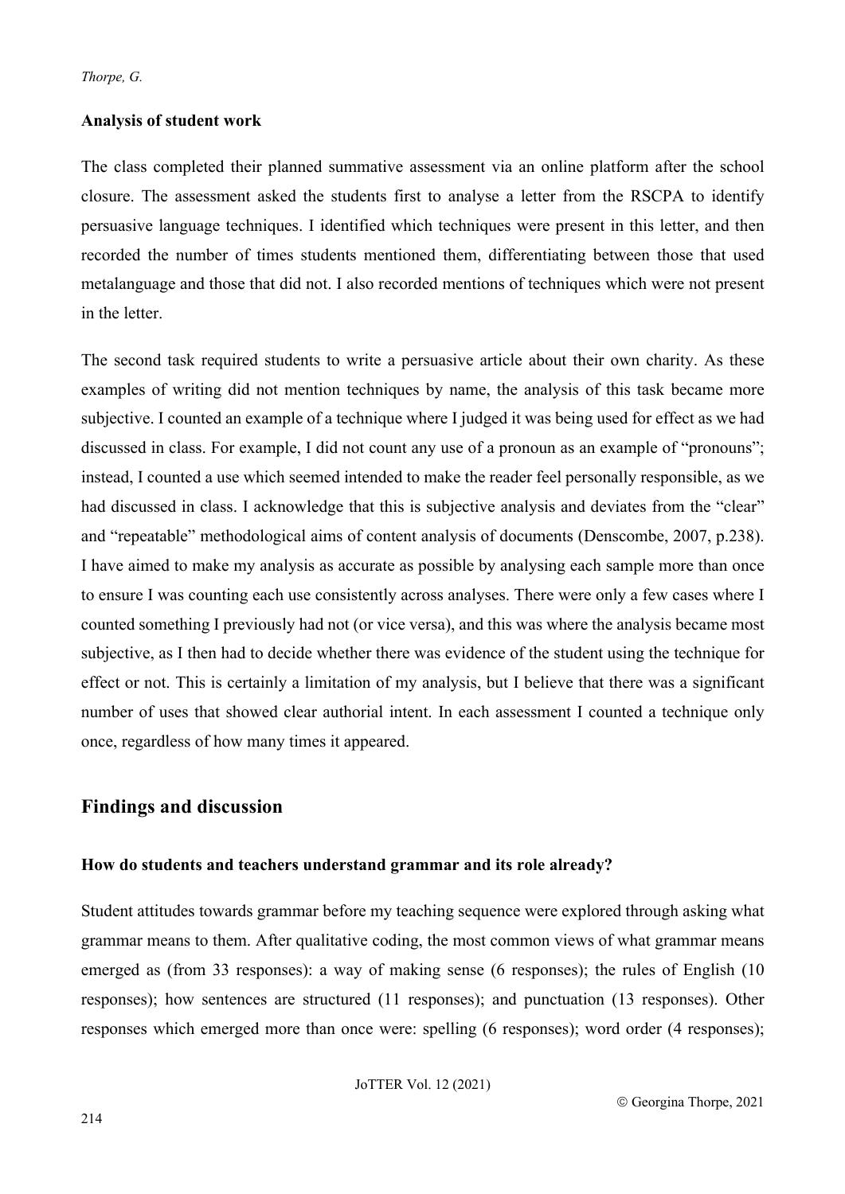### Analysis of student work

The class completed their planned summative assessment via an online platform after the school closure. The assessment asked the students first to analyse a letter from the RSCPA to identify persuasive language techniques. I identified which techniques were present in this letter, and then recorded the number of times students mentioned them, differentiating between those that used metalanguage and those that did not. I also recorded mentions of techniques which were not present in the letter.

The second task required students to write a persuasive article about their own charity. As these examples of writing did not mention techniques by name, the analysis of this task became more subjective. I counted an example of a technique where I judged it was being used for effect as we had discussed in class. For example, I did not count any use of a pronoun as an example of "pronouns"; instead, I counted a use which seemed intended to make the reader feel personally responsible, as we had discussed in class. I acknowledge that this is subjective analysis and deviates from the "clear" and "repeatable" methodological aims of content analysis of documents (Denscombe, 2007, p.238). I have aimed to make my analysis as accurate as possible by analysing each sample more than once to ensure I was counting each use consistently across analyses. There were only a few cases where I counted something I previously had not (or vice versa), and this was where the analysis became most subjective, as I then had to decide whether there was evidence of the student using the technique for effect or not. This is certainly a limitation of my analysis, but I believe that there was a significant number of uses that showed clear authorial intent. In each assessment I counted a technique only once, regardless of how many times it appeared.

## Findings and discussion

### How do students and teachers understand grammar and its role already?

Student attitudes towards grammar before my teaching sequence were explored through asking what grammar means to them. After qualitative coding, the most common views of what grammar means emerged as (from 33 responses): a way of making sense (6 responses); the rules of English (10 responses); how sentences are structured (11 responses); and punctuation (13 responses). Other responses which emerged more than once were: spelling (6 responses); word order (4 responses);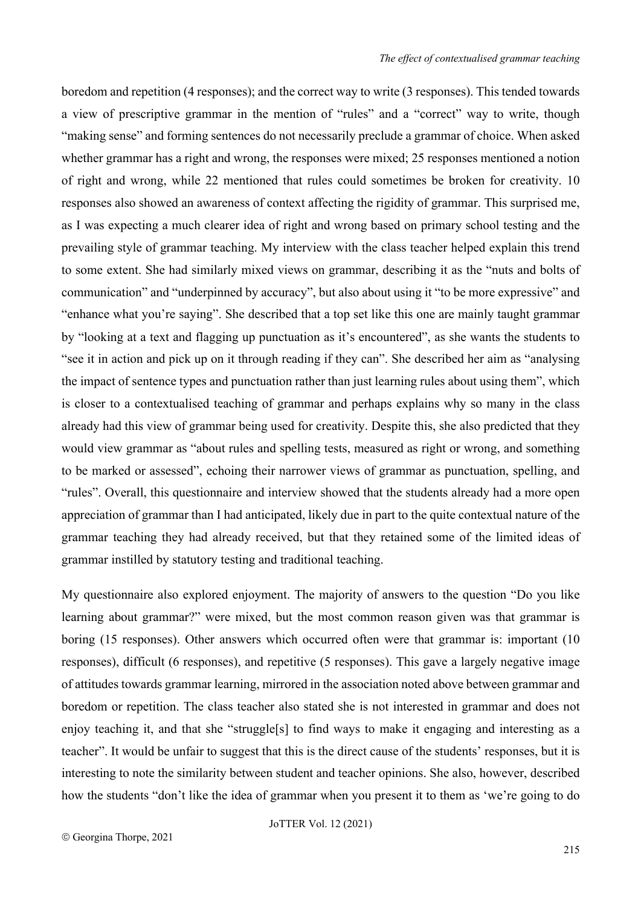boredom and repetition (4 responses); and the correct way to write (3 responses). This tended towards a view of prescriptive grammar in the mention of "rules" and a "correct" way to write, though "making sense" and forming sentences do not necessarily preclude a grammar of choice. When asked whether grammar has a right and wrong, the responses were mixed; 25 responses mentioned a notion of right and wrong, while 22 mentioned that rules could sometimes be broken for creativity. 10 responses also showed an awareness of context affecting the rigidity of grammar. This surprised me, as I was expecting a much clearer idea of right and wrong based on primary school testing and the prevailing style of grammar teaching. My interview with the class teacher helped explain this trend to some extent. She had similarly mixed views on grammar, describing it as the "nuts and bolts of communication" and "underpinned by accuracy", but also about using it "to be more expressive" and "enhance what you're saying". She described that a top set like this one are mainly taught grammar by "looking at a text and flagging up punctuation as it's encountered", as she wants the students to "see it in action and pick up on it through reading if they can". She described her aim as "analysing the impact of sentence types and punctuation rather than just learning rules about using them", which is closer to a contextualised teaching of grammar and perhaps explains why so many in the class already had this view of grammar being used for creativity. Despite this, she also predicted that they would view grammar as "about rules and spelling tests, measured as right or wrong, and something to be marked or assessed", echoing their narrower views of grammar as punctuation, spelling, and "rules". Overall, this questionnaire and interview showed that the students already had a more open appreciation of grammar than I had anticipated, likely due in part to the quite contextual nature of the grammar teaching they had already received, but that they retained some of the limited ideas of grammar instilled by statutory testing and traditional teaching.

My questionnaire also explored enjoyment. The majority of answers to the question "Do you like learning about grammar?" were mixed, but the most common reason given was that grammar is boring (15 responses). Other answers which occurred often were that grammar is: important (10 responses), difficult (6 responses), and repetitive (5 responses). This gave a largely negative image of attitudes towards grammar learning, mirrored in the association noted above between grammar and boredom or repetition. The class teacher also stated she is not interested in grammar and does not enjoy teaching it, and that she "struggle[s] to find ways to make it engaging and interesting as a teacher". It would be unfair to suggest that this is the direct cause of the students' responses, but it is interesting to note the similarity between student and teacher opinions. She also, however, described how the students "don't like the idea of grammar when you present it to them as 'we're going to do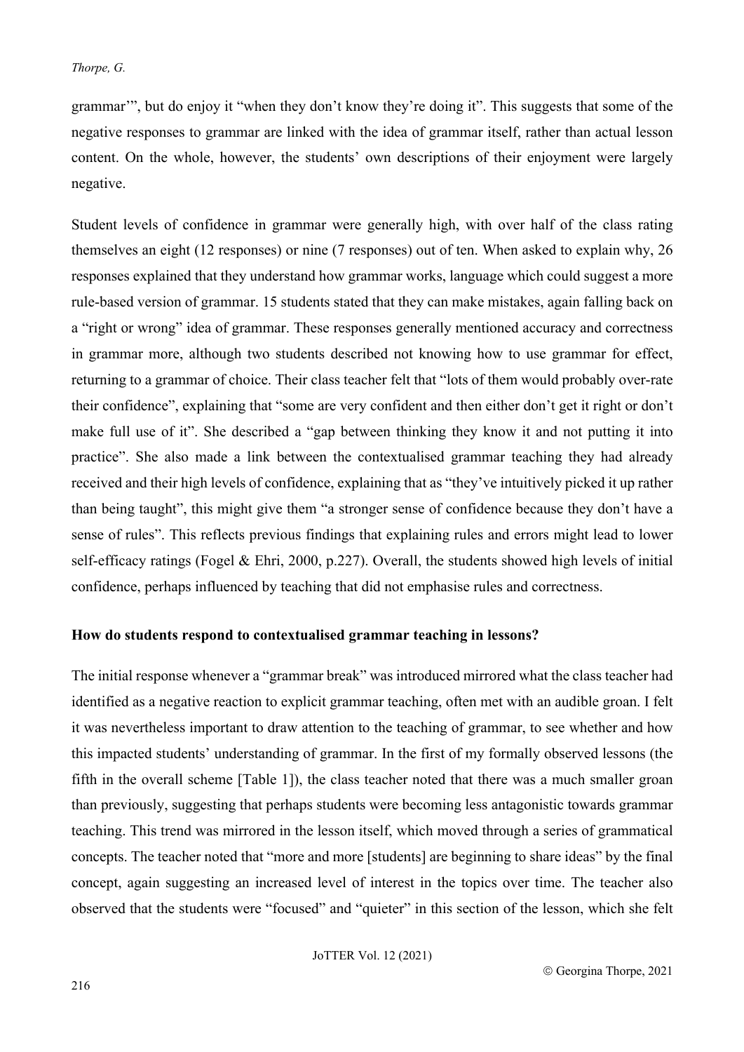grammar'", but do enjoy it "when they don't know they're doing it". This suggests that some of the negative responses to grammar are linked with the idea of grammar itself, rather than actual lesson content. On the whole, however, the students' own descriptions of their enjoyment were largely negative.

Student levels of confidence in grammar were generally high, with over half of the class rating themselves an eight (12 responses) or nine (7 responses) out of ten. When asked to explain why, 26 responses explained that they understand how grammar works, language which could suggest a more rule-based version of grammar. 15 students stated that they can make mistakes, again falling back on a "right or wrong" idea of grammar. These responses generally mentioned accuracy and correctness in grammar more, although two students described not knowing how to use grammar for effect, returning to a grammar of choice. Their class teacher felt that "lots of them would probably over-rate their confidence", explaining that "some are very confident and then either don't get it right or don't make full use of it". She described a "gap between thinking they know it and not putting it into practice". She also made a link between the contextualised grammar teaching they had already received and their high levels of confidence, explaining that as "they've intuitively picked it up rather than being taught", this might give them "a stronger sense of confidence because they don't have a sense of rules". This reflects previous findings that explaining rules and errors might lead to lower self-efficacy ratings (Fogel & Ehri, 2000, p.227). Overall, the students showed high levels of initial confidence, perhaps influenced by teaching that did not emphasise rules and correctness.

**How do students respond to contextualised grammar teaching in lessons?**

The initial response whenever a "grammar break" was introduced mirrored what the class teacher had identified as a negative reaction to explicit grammar teaching, often met with an audible groan. I felt it was nevertheless important to draw attention to the teaching of grammar, to see whether and how this impacted students' understanding of grammar. In the first of my formally observed lessons (the fifth in the overall scheme [Table 1]), the class teacher noted that there was a much smaller groan than previously, suggesting that perhaps students were becoming less antagonistic towards grammar teaching. This trend was mirrored in the lesson itself, which moved through a series of grammatical concepts. The teacher noted that "more and more [students] are beginning to share ideas" by the final concept, again suggesting an increased level of interest in the topics over time. The teacher also observed that the students were "focused" and "quieter" in this section of the lesson, which she felt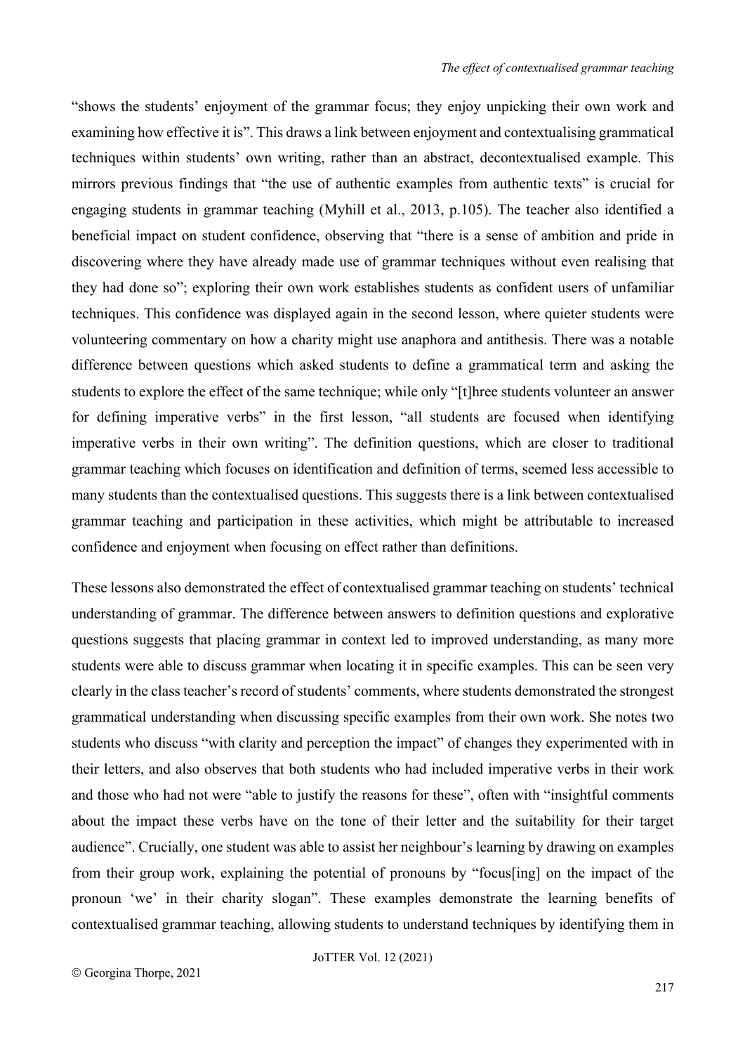"shows the students' enjoyment of the grammar focus; they enjoy unpicking their own work and examining how effective it is". This draws a link between enjoyment and contextualising grammatical techniques within students' own writing, rather than an abstract, decontextualised example. This mirrors previous findings that "the use of authentic examples from authentic texts" is crucial for engaging students in grammar teaching (Myhill et al., 2013, p.105). The teacher also identified a beneficial impact on student confidence, observing that "there is a sense of ambition and pride in discovering where they have already made use of grammar techniques without even realising that they had done so"; exploring their own work establishes students as confident users of unfamiliar techniques. This confidence was displayed again in the second lesson, where quieter students were volunteering commentary on how a charity might use anaphora and antithesis. There was a notable difference between questions which asked students to define a grammatical term and asking the students to explore the effect of the same technique; while only "[t]hree students volunteer an answer for defining imperative verbs" in the first lesson, "all students are focused when identifying imperative verbs in their own writing". The definition questions, which are closer to traditional grammar teaching which focuses on identification and definition of terms, seemed less accessible to many students than the contextualised questions. This suggests there is a link between contextualised grammar teaching and participation in these activities, which might be attributable to increased confidence and enjoyment when focusing on effect rather than definitions.

These lessons also demonstrated the effect of contextualised grammar teaching on students' technical understanding of grammar. The difference between answers to definition questions and explorative questions suggests that placing grammar in context led to improved understanding, as many more students were able to discuss grammar when locating it in specific examples. This can be seen very clearly in the class teacher's record of students' comments, where students demonstrated the strongest grammatical understanding when discussing specific examples from their own work. She notes two students who discuss "with clarity and perception the impact" of changes they experimented with in their letters, and also observes that both students who had included imperative verbs in their work and those who had not were "able to justify the reasons for these", often with "insightful comments about the impact these verbs have on the tone of their letter and the suitability for their target audience". Crucially, one student was able to assist her neighbour's learning by drawing on examples from their group work, explaining the potential of pronouns by "focus[ing] on the impact of the pronoun 'we' in their charity slogan". These examples demonstrate the learning benefits of contextualised grammar teaching, allowing students to understand techniques by identifying them in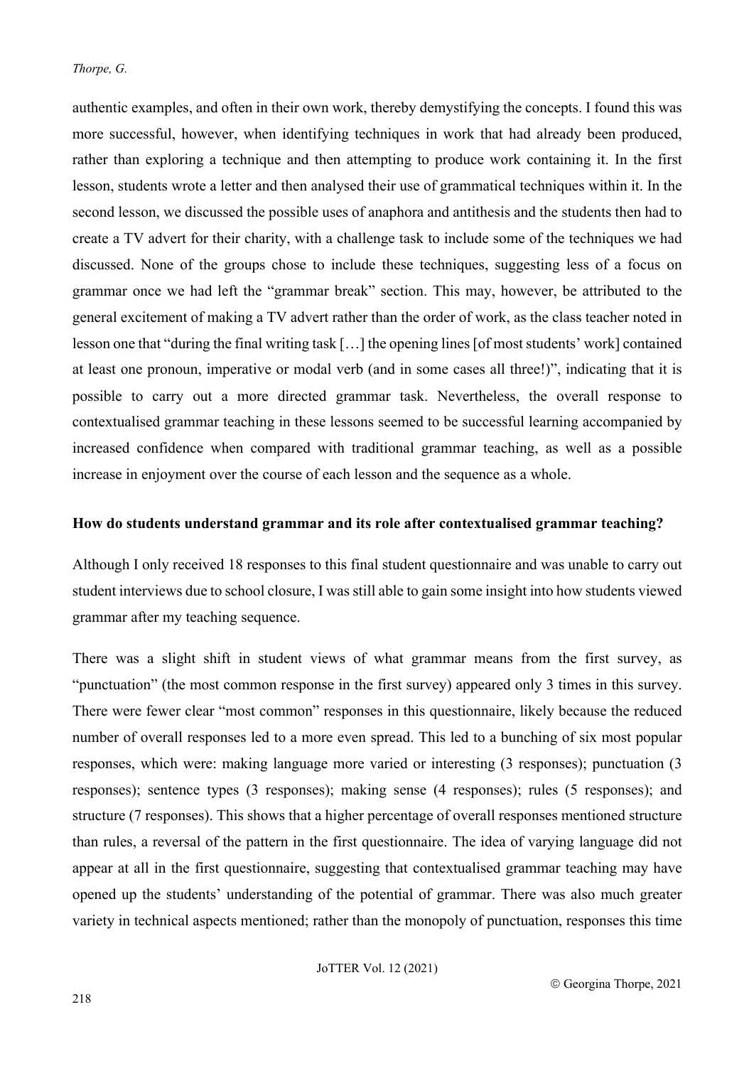authentic examples, and often in their own work, thereby demystifying the concepts. I found this was more successful, however, when identifying techniques in work that had already been produced, rather than exploring a technique and then attempting to produce work containing it. In the first lesson, students wrote a letter and then analysed their use of grammatical techniques within it. In the second lesson, we discussed the possible uses of anaphora and antithesis and the students then had to create a TV advert for their charity, with a challenge task to include some of the techniques we had discussed. None of the groups chose to include these techniques, suggesting less of a focus on grammar once we had left the "grammar break" section. This may, however, be attributed to the general excitement of making a TV advert rather than the order of work, as the class teacher noted in lesson one that "during the final writing task […] the opening lines [of most students' work] contained at least one pronoun, imperative or modal verb (and in some cases all three!)", indicating that it is possible to carry out a more directed grammar task. Nevertheless, the overall response to contextualised grammar teaching in these lessons seemed to be successful learning accompanied by increased confidence when compared with traditional grammar teaching, as well as a possible increase in enjoyment over the course of each lesson and the sequence as a whole.

**How do students understand grammar and its role after contextualised grammar teaching?**

Although I only received 18 responses to this final student questionnaire and was unable to carry out student interviews due to school closure, I was still able to gain some insight into how students viewed grammar after my teaching sequence.

There was a slight shift in student views of what grammar means from the first survey, as "punctuation" (the most common response in the first survey) appeared only 3 times in this survey. There were fewer clear "most common" responses in this questionnaire, likely because the reduced number of overall responses led to a more even spread. This led to a bunching of six most popular responses, which were: making language more varied or interesting (3 responses); punctuation (3 responses); sentence types (3 responses); making sense (4 responses); rules (5 responses); and structure (7 responses). This shows that a higher percentage of overall responses mentioned structure than rules, a reversal of the pattern in the first questionnaire. The idea of varying language did not appear at all in the first questionnaire, suggesting that contextualised grammar teaching may have opened up the students' understanding of the potential of grammar. There was also much greater variety in technical aspects mentioned; rather than the monopoly of punctuation, responses this time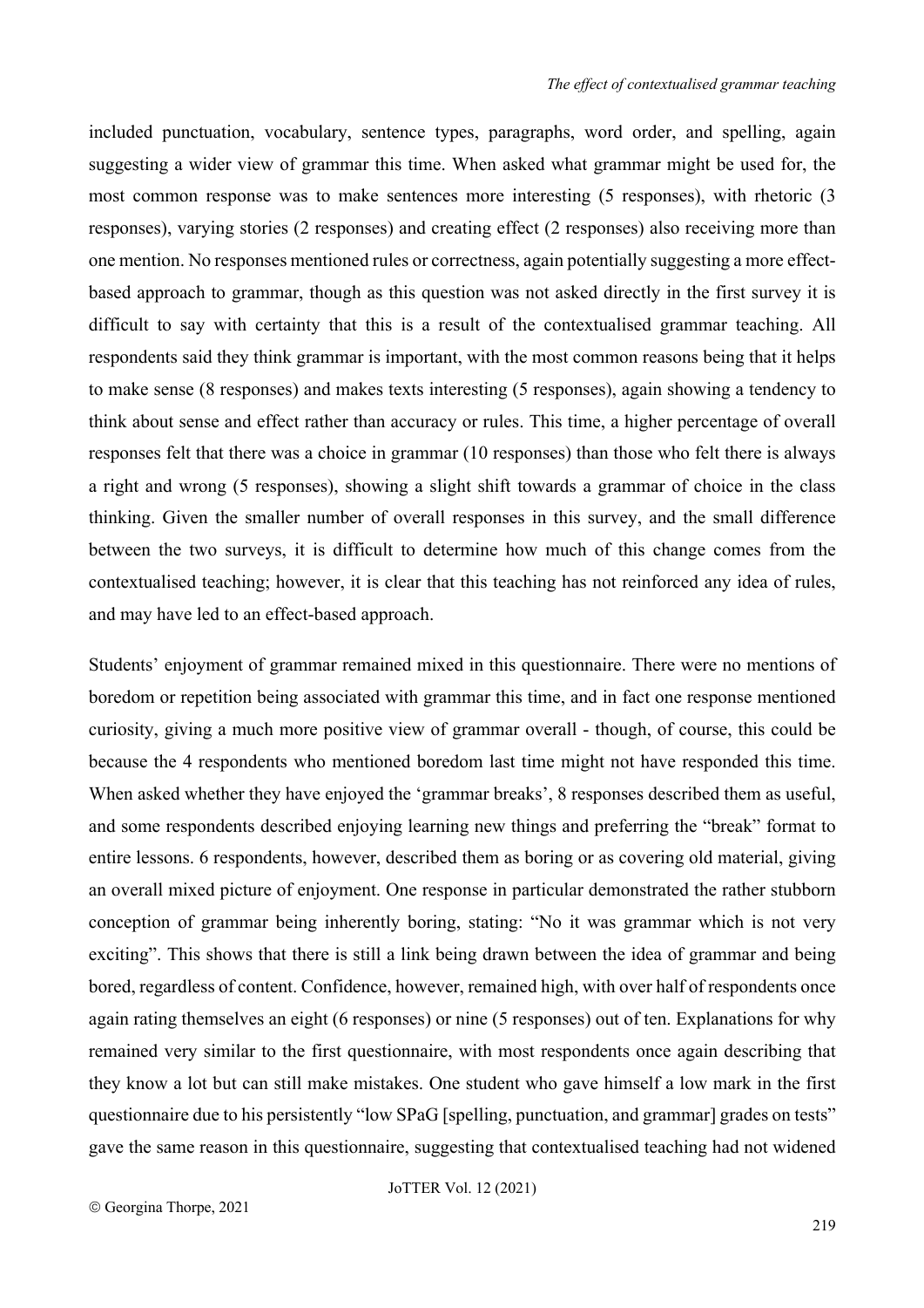included punctuation, vocabulary, sentence types, paragraphs, word order, and spelling, again suggesting a wider view of grammar this time. When asked what grammar might be used for, the most common response was to make sentences more interesting (5 responses), with rhetoric (3 responses), varying stories (2 responses) and creating effect (2 responses) also receiving more than one mention. No responses mentioned rules or correctness, again potentially suggesting a more effect-based approach to grammar, though as this question was not asked directly in the first survey it is difficult to say with certainty that this is a result of the contextualised grammar teaching. All respondents said they think grammar is important, with the most common reasons being that it helps to make sense (8 responses) and makes texts interesting (5 responses), again showing a tendency to think about sense and effect rather than accuracy or rules. This time, a higher percentage of overall responses felt that there was a choice in grammar (10 responses) than those who felt there is always a right and wrong (5 responses), showing a slight shift towards a grammar of choice in the class thinking. Given the smaller number of overall responses in this survey, and the small difference between the two surveys, it is difficult to determine how much of this change comes from the contextualised teaching; however, it is clear that this teaching has not reinforced any idea of rules, and may have led to an effect-based approach.

Students' enjoyment of grammar remained mixed in this questionnaire. There were no mentions of boredom or repetition being associated with grammar this time, and in fact one response mentioned curiosity, giving a much more positive view of grammar overall - though, of course, this could be because the 4 respondents who mentioned boredom last time might not have responded this time. When asked whether they have enjoyed the 'grammar breaks', 8 responses described them as useful, and some respondents described enjoying learning new things and preferring the "break" format to entire lessons. 6 respondents, however, described them as boring or as covering old material, giving an overall mixed picture of enjoyment. One response in particular demonstrated the rather stubborn conception of grammar being inherently boring, stating: "No it was grammar which is not very exciting". This shows that there is still a link being drawn between the idea of grammar and being bored, regardless of content. Confidence, however, remained high, with over half of respondents once again rating themselves an eight (6 responses) or nine (5 responses) out of ten. Explanations for why remained very similar to the first questionnaire, with most respondents once again describing that they know a lot but can still make mistakes. One student who gave himself a low mark in the first questionnaire due to his persistently "low SPaG [spelling, punctuation, and grammar] grades on tests" gave the same reason in this questionnaire, suggesting that contextualised teaching had not widened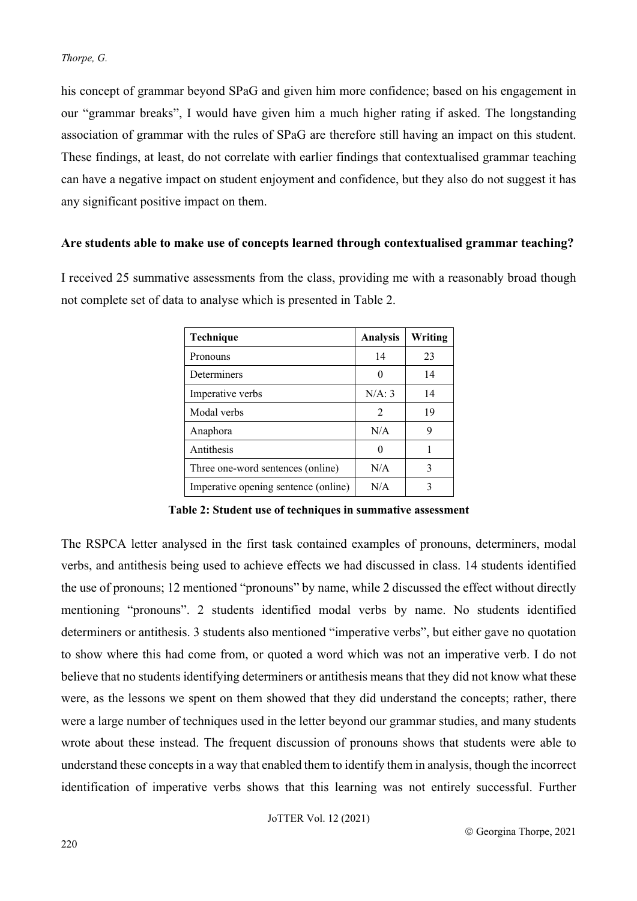his concept of grammar beyond SPaG and given him more confidence; based on his engagement in our "grammar breaks", I would have given him a much higher rating if asked. The longstanding association of grammar with the rules of SPaG are therefore still having an impact on this student. These findings, at least, do not correlate with earlier findings that contextualised grammar teaching can have a negative impact on student enjoyment and confidence, but they also do not suggest it has any significant positive impact on them.

**Are students able to make use of concepts learned through contextualised grammar teaching?**

I received 25 summative assessments from the class, providing me with a reasonably broad though not complete set of data to analyse which is presented in Table 2.

| Technique | Analysis | Writing |
|---|---|---|
| Pronouns | 14 | 23 |
| Determiners | 0 | 14 |
| Imperative verbs | N/A: 3 | 14 |
| Modal verbs | 2 | 19 |
| Anaphora | N/A | 9 |
| Antithesis | 0 | 1 |
| Three one-word sentences (online) | N/A | 3 |
| Imperative opening sentence (online) | N/A | 3 |

**Table 2: Student use of techniques in summative assessment**

The RSPCA letter analysed in the first task contained examples of pronouns, determiners, modal verbs, and antithesis being used to achieve effects we had discussed in class. 14 students identified the use of pronouns; 12 mentioned "pronouns" by name, while 2 discussed the effect without directly mentioning "pronouns". 2 students identified modal verbs by name. No students identified determiners or antithesis. 3 students also mentioned "imperative verbs", but either gave no quotation to show where this had come from, or quoted a word which was not an imperative verb. I do not believe that no students identifying determiners or antithesis means that they did not know what these were, as the lessons we spent on them showed that they did understand the concepts; rather, there were a large number of techniques used in the letter beyond our grammar studies, and many students wrote about these instead. The frequent discussion of pronouns shows that students were able to understand these concepts in a way that enabled them to identify them in analysis, though the incorrect identification of imperative verbs shows that this learning was not entirely successful. Further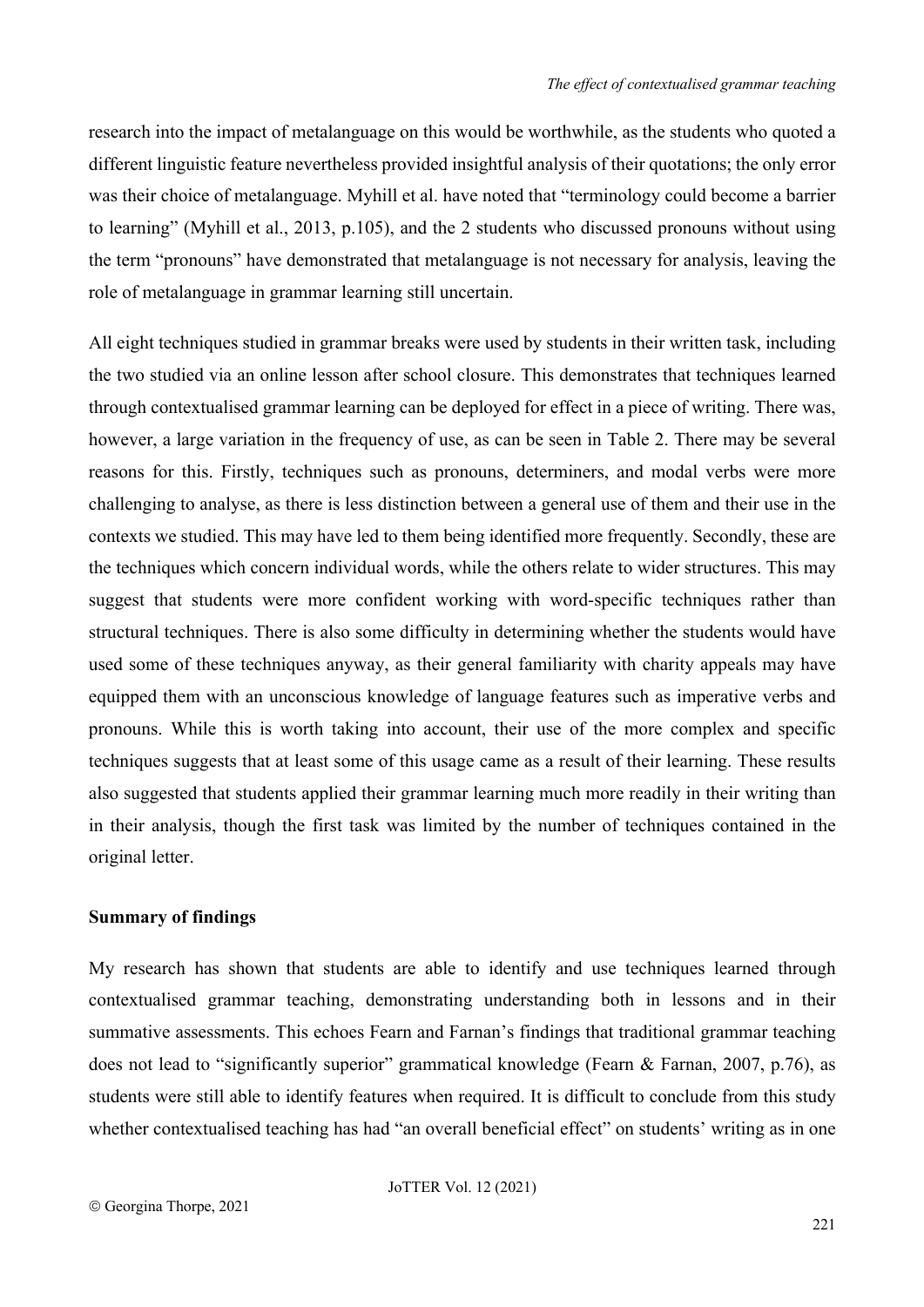research into the impact of metalanguage on this would be worthwhile, as the students who quoted a different linguistic feature nevertheless provided insightful analysis of their quotations; the only error was their choice of metalanguage. Myhill et al. have noted that "terminology could become a barrier to learning" (Myhill et al., 2013, p.105), and the 2 students who discussed pronouns without using the term "pronouns" have demonstrated that metalanguage is not necessary for analysis, leaving the role of metalanguage in grammar learning still uncertain.

All eight techniques studied in grammar breaks were used by students in their written task, including the two studied via an online lesson after school closure. This demonstrates that techniques learned through contextualised grammar learning can be deployed for effect in a piece of writing. There was, however, a large variation in the frequency of use, as can be seen in Table 2. There may be several reasons for this. Firstly, techniques such as pronouns, determiners, and modal verbs were more challenging to analyse, as there is less distinction between a general use of them and their use in the contexts we studied. This may have led to them being identified more frequently. Secondly, these are the techniques which concern individual words, while the others relate to wider structures. This may suggest that students were more confident working with word-specific techniques rather than structural techniques. There is also some difficulty in determining whether the students would have used some of these techniques anyway, as their general familiarity with charity appeals may have equipped them with an unconscious knowledge of language features such as imperative verbs and pronouns. While this is worth taking into account, their use of the more complex and specific techniques suggests that at least some of this usage came as a result of their learning. These results also suggested that students applied their grammar learning much more readily in their writing than in their analysis, though the first task was limited by the number of techniques contained in the original letter.

**Summary of findings**

My research has shown that students are able to identify and use techniques learned through contextualised grammar teaching, demonstrating understanding both in lessons and in their summative assessments. This echoes Fearn and Farnan's findings that traditional grammar teaching does not lead to "significantly superior" grammatical knowledge (Fearn & Farnan, 2007, p.76), as students were still able to identify features when required. It is difficult to conclude from this study whether contextualised teaching has had "an overall beneficial effect" on students' writing as in one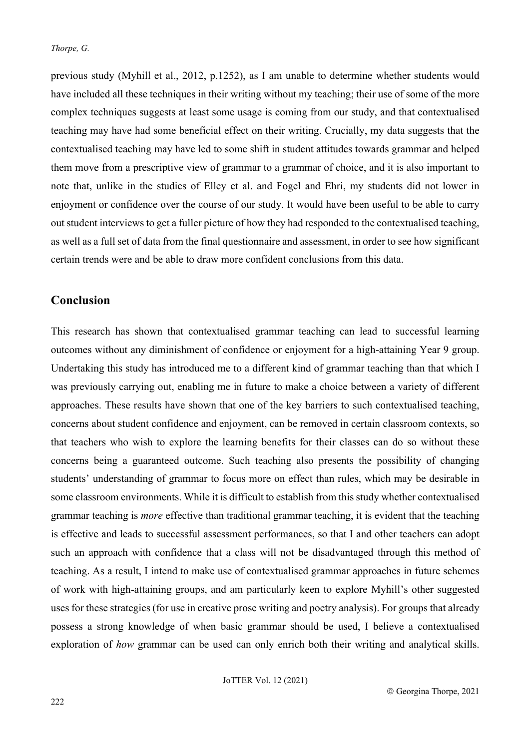previous study (Myhill et al., 2012, p.1252), as I am unable to determine whether students would have included all these techniques in their writing without my teaching; their use of some of the more complex techniques suggests at least some usage is coming from our study, and that contextualised teaching may have had some beneficial effect on their writing. Crucially, my data suggests that the contextualised teaching may have led to some shift in student attitudes towards grammar and helped them move from a prescriptive view of grammar to a grammar of choice, and it is also important to note that, unlike in the studies of Elley et al. and Fogel and Ehri, my students did not lower in enjoyment or confidence over the course of our study. It would have been useful to be able to carry out student interviews to get a fuller picture of how they had responded to the contextualised teaching, as well as a full set of data from the final questionnaire and assessment, in order to see how significant certain trends were and be able to draw more confident conclusions from this data.

## Conclusion

This research has shown that contextualised grammar teaching can lead to successful learning outcomes without any diminishment of confidence or enjoyment for a high-attaining Year 9 group. Undertaking this study has introduced me to a different kind of grammar teaching than that which I was previously carrying out, enabling me in future to make a choice between a variety of different approaches. These results have shown that one of the key barriers to such contextualised teaching, concerns about student confidence and enjoyment, can be removed in certain classroom contexts, so that teachers who wish to explore the learning benefits for their classes can do so without these concerns being a guaranteed outcome. Such teaching also presents the possibility of changing students' understanding of grammar to focus more on effect than rules, which may be desirable in some classroom environments. While it is difficult to establish from this study whether contextualised grammar teaching is *more* effective than traditional grammar teaching, it is evident that the teaching is effective and leads to successful assessment performances, so that I and other teachers can adopt such an approach with confidence that a class will not be disadvantaged through this method of teaching. As a result, I intend to make use of contextualised grammar approaches in future schemes of work with high-attaining groups, and am particularly keen to explore Myhill's other suggested uses for these strategies (for use in creative prose writing and poetry analysis). For groups that already possess a strong knowledge of when basic grammar should be used, I believe a contextualised exploration of *how* grammar can be used can only enrich both their writing and analytical skills.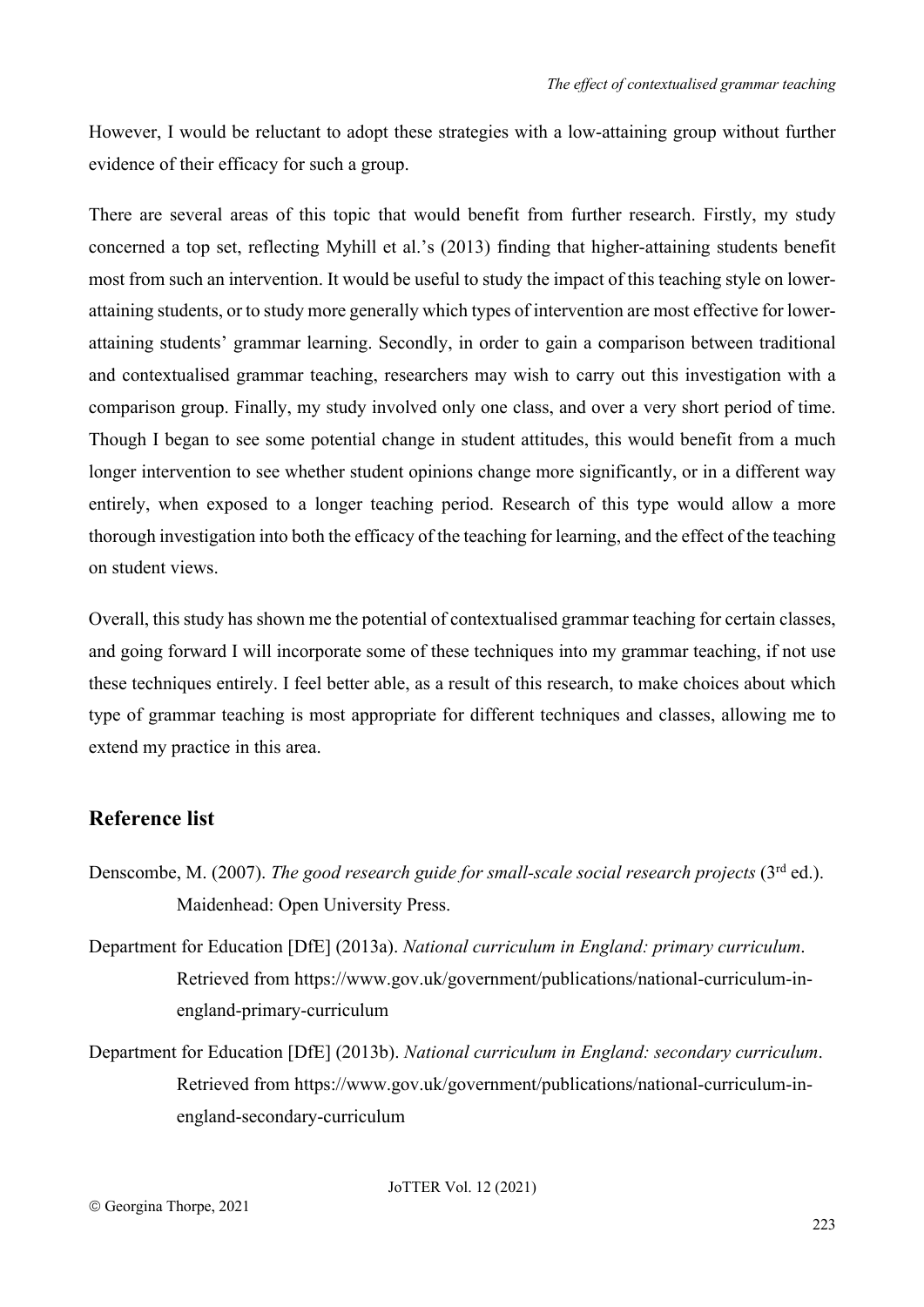However, I would be reluctant to adopt these strategies with a low-attaining group without further evidence of their efficacy for such a group.

There are several areas of this topic that would benefit from further research. Firstly, my study concerned a top set, reflecting Myhill et al.'s (2013) finding that higher-attaining students benefit most from such an intervention. It would be useful to study the impact of this teaching style on lower-attaining students, or to study more generally which types of intervention are most effective for lower-attaining students' grammar learning. Secondly, in order to gain a comparison between traditional and contextualised grammar teaching, researchers may wish to carry out this investigation with a comparison group. Finally, my study involved only one class, and over a very short period of time. Though I began to see some potential change in student attitudes, this would benefit from a much longer intervention to see whether student opinions change more significantly, or in a different way entirely, when exposed to a longer teaching period. Research of this type would allow a more thorough investigation into both the efficacy of the teaching for learning, and the effect of the teaching on student views.

Overall, this study has shown me the potential of contextualised grammar teaching for certain classes, and going forward I will incorporate some of these techniques into my grammar teaching, if not use these techniques entirely. I feel better able, as a result of this research, to make choices about which type of grammar teaching is most appropriate for different techniques and classes, allowing me to extend my practice in this area.

## Reference list

Denscombe, M. (2007). *The good research guide for small-scale social research projects* (3rd ed.). Maidenhead: Open University Press.

Department for Education [DfE] (2013a). *National curriculum in England: primary curriculum*. Retrieved from https://www.gov.uk/government/publications/national-curriculum-in-england-primary-curriculum

Department for Education [DfE] (2013b). *National curriculum in England: secondary curriculum*. Retrieved from https://www.gov.uk/government/publications/national-curriculum-in-england-secondary-curriculum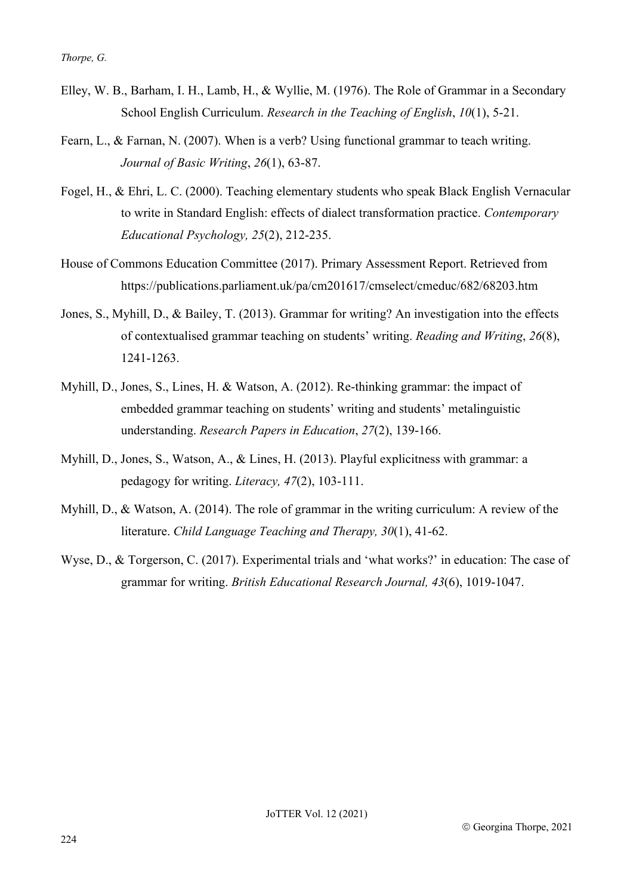Elley, W. B., Barham, I. H., Lamb, H., & Wyllie, M. (1976). The Role of Grammar in a Secondary School English Curriculum. *Research in the Teaching of English*, *10*(1), 5-21.

Fearn, L., & Farnan, N. (2007). When is a verb? Using functional grammar to teach writing. *Journal of Basic Writing*, *26*(1), 63-87.

Fogel, H., & Ehri, L. C. (2000). Teaching elementary students who speak Black English Vernacular to write in Standard English: effects of dialect transformation practice. *Contemporary Educational Psychology, 25*(2), 212-235.

House of Commons Education Committee (2017). Primary Assessment Report. Retrieved from https://publications.parliament.uk/pa/cm201617/cmselect/cmeduc/682/68203.htm

Jones, S., Myhill, D., & Bailey, T. (2013). Grammar for writing? An investigation into the effects of contextualised grammar teaching on students' writing. *Reading and Writing*, *26*(8), 1241-1263.

Myhill, D., Jones, S., Lines, H. & Watson, A. (2012). Re-thinking grammar: the impact of embedded grammar teaching on students' writing and students' metalinguistic understanding. *Research Papers in Education*, *27*(2), 139-166.

Myhill, D., Jones, S., Watson, A., & Lines, H. (2013). Playful explicitness with grammar: a pedagogy for writing. *Literacy, 47*(2), 103-111.

Myhill, D., & Watson, A. (2014). The role of grammar in the writing curriculum: A review of the literature. *Child Language Teaching and Therapy, 30*(1), 41-62.

Wyse, D., & Torgerson, C. (2017). Experimental trials and 'what works?' in education: The case of grammar for writing. *British Educational Research Journal, 43*(6), 1019-1047.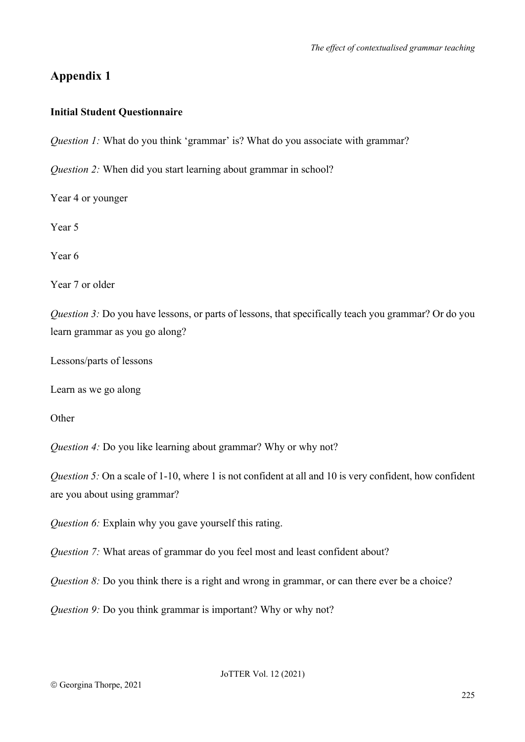## Appendix 1

**Initial Student Questionnaire**

*Question 1:* What do you think 'grammar' is? What do you associate with grammar?

*Question 2:* When did you start learning about grammar in school?

Year 4 or younger

Year 5

Year 6

Year 7 or older

*Question 3:* Do you have lessons, or parts of lessons, that specifically teach you grammar? Or do you learn grammar as you go along?

Lessons/parts of lessons

Learn as we go along

Other

*Question 4:* Do you like learning about grammar? Why or why not?

*Question 5:* On a scale of 1-10, where 1 is not confident at all and 10 is very confident, how confident are you about using grammar?

*Question 6:* Explain why you gave yourself this rating.

*Question 7:* What areas of grammar do you feel most and least confident about?

*Question 8:* Do you think there is a right and wrong in grammar, or can there ever be a choice?

*Question 9:* Do you think grammar is important? Why or why not?

© Georgina Thorpe, 2021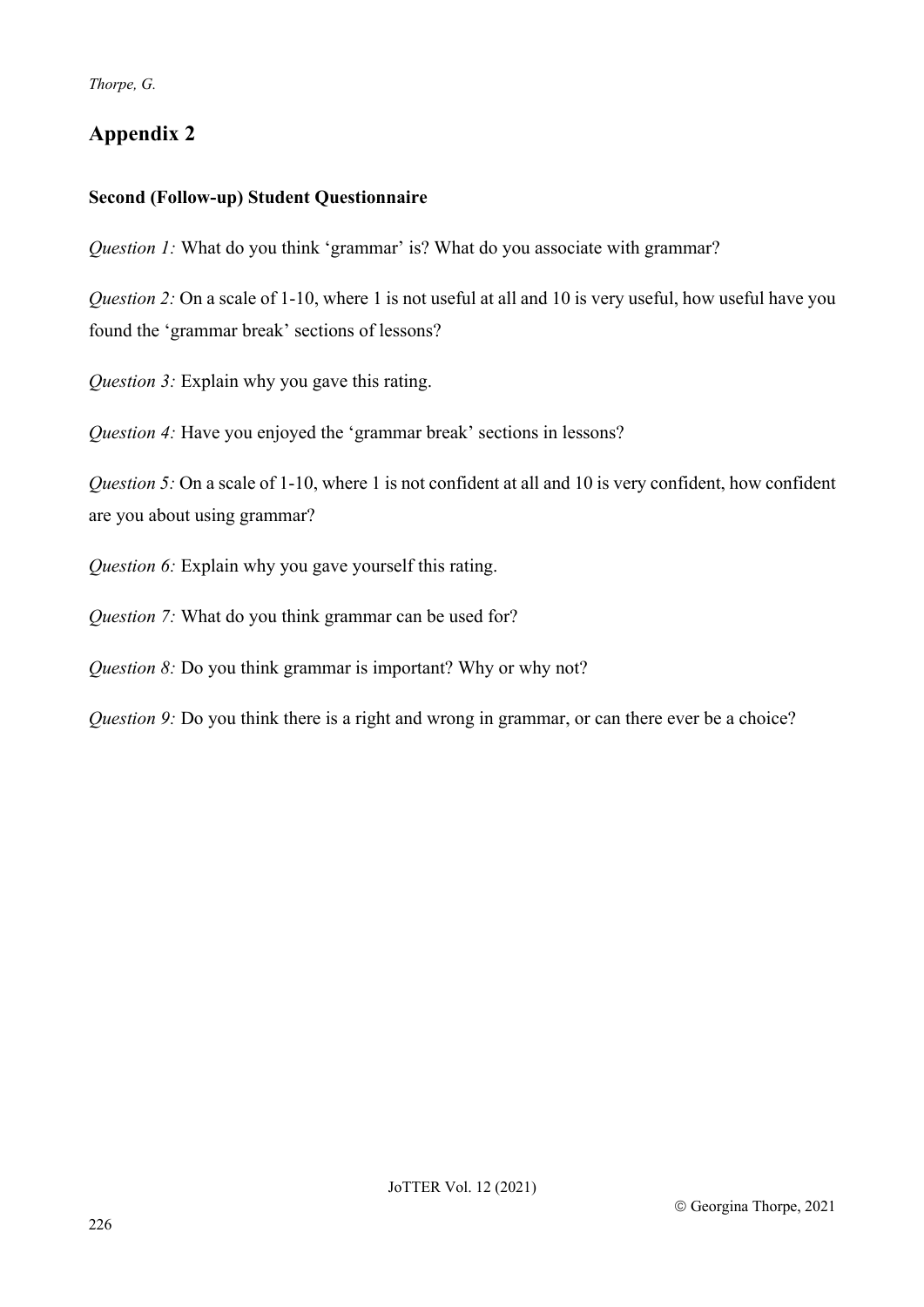## Appendix 2

**Second (Follow-up) Student Questionnaire**

*Question 1:* What do you think 'grammar' is? What do you associate with grammar?

*Question 2:* On a scale of 1-10, where 1 is not useful at all and 10 is very useful, how useful have you found the 'grammar break' sections of lessons?

*Question 3:* Explain why you gave this rating.

*Question 4:* Have you enjoyed the 'grammar break' sections in lessons?

*Question 5:* On a scale of 1-10, where 1 is not confident at all and 10 is very confident, how confident are you about using grammar?

*Question 6:* Explain why you gave yourself this rating.

*Question 7:* What do you think grammar can be used for?

*Question 8:* Do you think grammar is important? Why or why not?

*Question 9:* Do you think there is a right and wrong in grammar, or can there ever be a choice?

© Georgina Thorpe, 2021